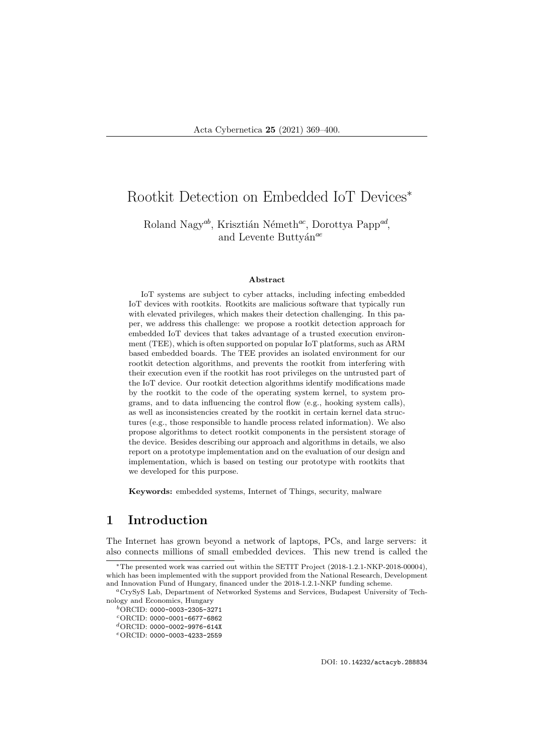# Rootkit Detection on Embedded IoT Devices*

Roland Nagy[ab], Krisztián Németh[ac], Dorottya Papp[ad], and Levente Buttyán[ae]

### Abstract

IoT systems are subject to cyber attacks, including infecting embedded IoT devices with rootkits. Rootkits are malicious software that typically run with elevated privileges, which makes their detection challenging. In this paper, we address this challenge: we propose a rootkit detection approach for embedded IoT devices that takes advantage of a trusted execution environment (TEE), which is often supported on popular IoT platforms, such as ARM based embedded boards. The TEE provides an isolated environment for our rootkit detection algorithms, and prevents the rootkit from interfering with their execution even if the rootkit has root privileges on the untrusted part of the IoT device. Our rootkit detection algorithms identify modifications made by the rootkit to the code of the operating system kernel, to system programs, and to data influencing the control flow (e.g., hooking system calls), as well as inconsistencies created by the rootkit in certain kernel data structures (e.g., those responsible to handle process related information). We also propose algorithms to detect rootkit components in the persistent storage of the device. Besides describing our approach and algorithms in details, we also report on a prototype implementation and on the evaluation of our design and implementation, which is based on testing our prototype with rootkits that we developed for this purpose.

**Keywords:** embedded systems, Internet of Things, security, malware

## 1 Introduction

The Internet has grown beyond a network of laptops, PCs, and large servers: it also connects millions of small embedded devices. This new trend is called the

---

*The presented work was carried out within the SETIT Project (2018-1.2.1-NKP-2018-00004), which has been implemented with the support provided from the National Research, Development and Innovation Fund of Hungary, financed under the 2018-1.2.1-NKP funding scheme.

[a]CrySyS Lab, Department of Networked Systems and Services, Budapest University of Technology and Economics, Hungary

[b]ORCID: 0000-0003-2305-3271

[c]ORCID: 0000-0001-6677-6862

[d]ORCID: 0000-0002-9976-614X

[e]ORCID: 0000-0003-4233-2559

DOI: 10.14232/actacyb.288834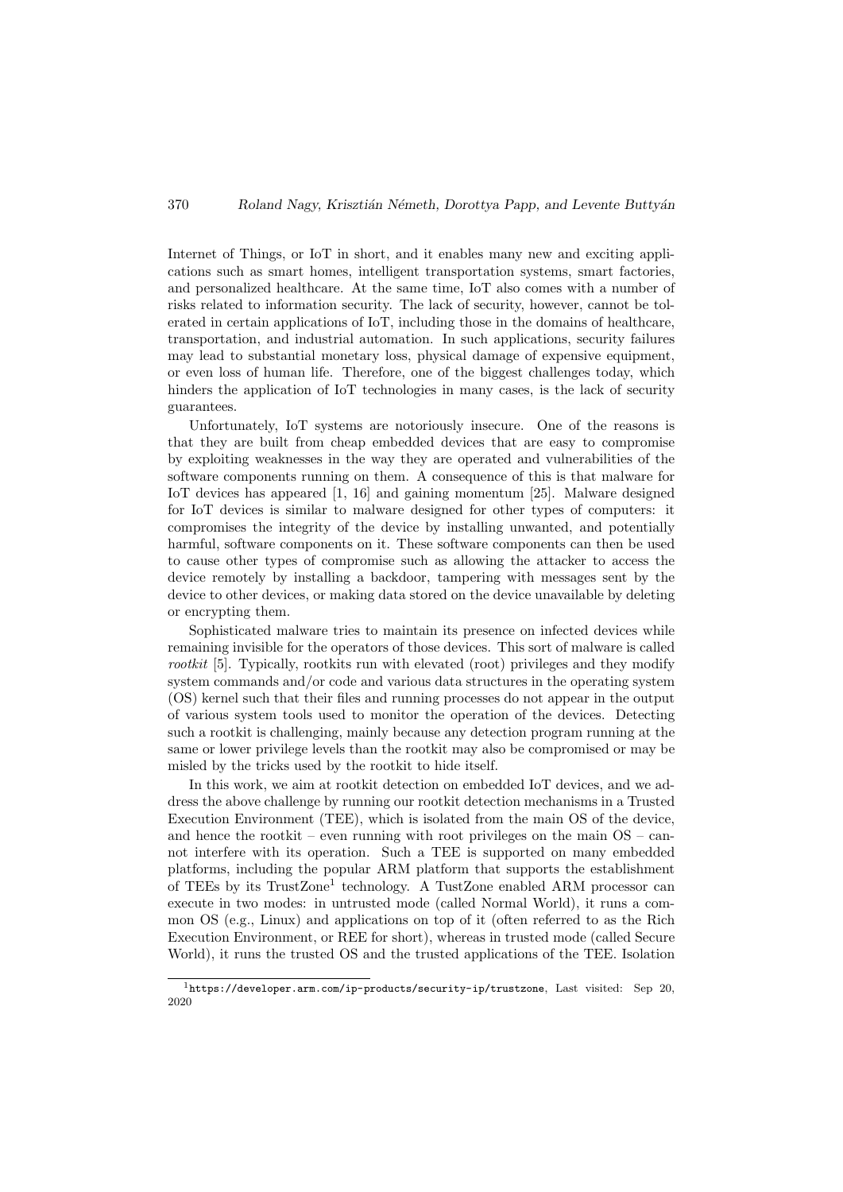Internet of Things, or IoT in short, and it enables many new and exciting applications such as smart homes, intelligent transportation systems, smart factories, and personalized healthcare. At the same time, IoT also comes with a number of risks related to information security. The lack of security, however, cannot be tolerated in certain applications of IoT, including those in the domains of healthcare, transportation, and industrial automation. In such applications, security failures may lead to substantial monetary loss, physical damage of expensive equipment, or even loss of human life. Therefore, one of the biggest challenges today, which hinders the application of IoT technologies in many cases, is the lack of security guarantees.

Unfortunately, IoT systems are notoriously insecure. One of the reasons is that they are built from cheap embedded devices that are easy to compromise by exploiting weaknesses in the way they are operated and vulnerabilities of the software components running on them. A consequence of this is that malware for IoT devices has appeared [1, 16] and gaining momentum [25]. Malware designed for IoT devices is similar to malware designed for other types of computers: it compromises the integrity of the device by installing unwanted, and potentially harmful, software components on it. These software components can then be used to cause other types of compromise such as allowing the attacker to access the device remotely by installing a backdoor, tampering with messages sent by the device to other devices, or making data stored on the device unavailable by deleting or encrypting them.

Sophisticated malware tries to maintain its presence on infected devices while remaining invisible for the operators of those devices. This sort of malware is called *rootkit* [5]. Typically, rootkits run with elevated (root) privileges and they modify system commands and/or code and various data structures in the operating system (OS) kernel such that their files and running processes do not appear in the output of various system tools used to monitor the operation of the devices. Detecting such a rootkit is challenging, mainly because any detection program running at the same or lower privilege levels than the rootkit may also be compromised or may be misled by the tricks used by the rootkit to hide itself.

In this work, we aim at rootkit detection on embedded IoT devices, and we address the above challenge by running our rootkit detection mechanisms in a Trusted Execution Environment (TEE), which is isolated from the main OS of the device, and hence the rootkit – even running with root privileges on the main OS – cannot interfere with its operation. Such a TEE is supported on many embedded platforms, including the popular ARM platform that supports the establishment of TEEs by its TrustZone[1] technology. A TustZone enabled ARM processor can execute in two modes: in untrusted mode (called Normal World), it runs a common OS (e.g., Linux) and applications on top of it (often referred to as the Rich Execution Environment, or REE for short), whereas in trusted mode (called Secure World), it runs the trusted OS and the trusted applications of the TEE. Isolation

[1] `https://developer.arm.com/ip-products/security-ip/trustzone`, Last visited: Sep 20, 2020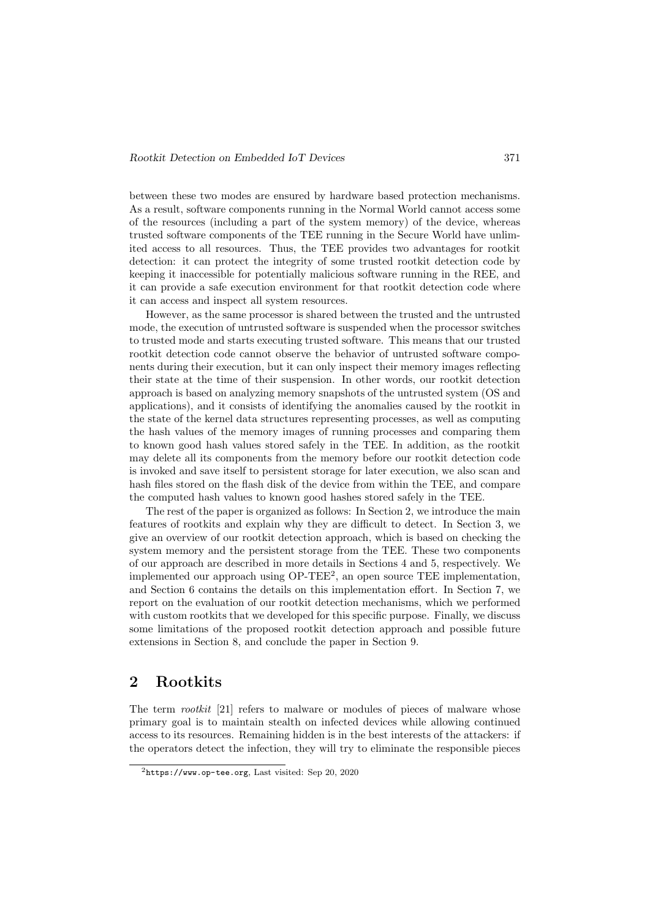between these two modes are ensured by hardware based protection mechanisms. As a result, software components running in the Normal World cannot access some of the resources (including a part of the system memory) of the device, whereas trusted software components of the TEE running in the Secure World have unlimited access to all resources. Thus, the TEE provides two advantages for rootkit detection: it can protect the integrity of some trusted rootkit detection code by keeping it inaccessible for potentially malicious software running in the REE, and it can provide a safe execution environment for that rootkit detection code where it can access and inspect all system resources.

However, as the same processor is shared between the trusted and the untrusted mode, the execution of untrusted software is suspended when the processor switches to trusted mode and starts executing trusted software. This means that our trusted rootkit detection code cannot observe the behavior of untrusted software components during their execution, but it can only inspect their memory images reflecting their state at the time of their suspension. In other words, our rootkit detection approach is based on analyzing memory snapshots of the untrusted system (OS and applications), and it consists of identifying the anomalies caused by the rootkit in the state of the kernel data structures representing processes, as well as computing the hash values of the memory images of running processes and comparing them to known good hash values stored safely in the TEE. In addition, as the rootkit may delete all its components from the memory before our rootkit detection code is invoked and save itself to persistent storage for later execution, we also scan and hash files stored on the flash disk of the device from within the TEE, and compare the computed hash values to known good hashes stored safely in the TEE.

The rest of the paper is organized as follows: In Section 2, we introduce the main features of rootkits and explain why they are difficult to detect. In Section 3, we give an overview of our rootkit detection approach, which is based on checking the system memory and the persistent storage from the TEE. These two components of our approach are described in more details in Sections 4 and 5, respectively. We implemented our approach using OP-TEE[2], an open source TEE implementation, and Section 6 contains the details on this implementation effort. In Section 7, we report on the evaluation of our rootkit detection mechanisms, which we performed with custom rootkits that we developed for this specific purpose. Finally, we discuss some limitations of the proposed rootkit detection approach and possible future extensions in Section 8, and conclude the paper in Section 9.

## 2 Rootkits

The term *rootkit* [21] refers to malware or modules of pieces of malware whose primary goal is to maintain stealth on infected devices while allowing continued access to its resources. Remaining hidden is in the best interests of the attackers: if the operators detect the infection, they will try to eliminate the responsible pieces

[2] `https://www.op-tee.org`, Last visited: Sep 20, 2020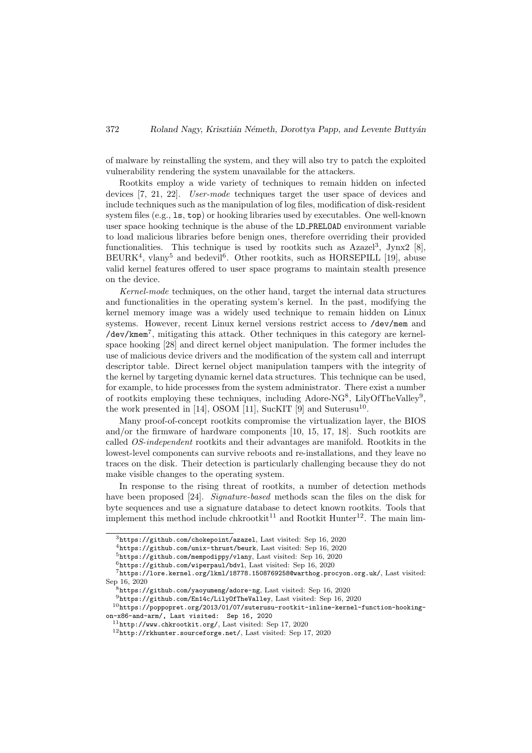of malware by reinstalling the system, and they will also try to patch the exploited vulnerability rendering the system unavailable for the attackers.

Rootkits employ a wide variety of techniques to remain hidden on infected devices [7, 21, 22]. *User-mode* techniques target the user space of devices and include techniques such as the manipulation of log files, modification of disk-resident system files (e.g., `ls`, `top`) or hooking libraries used by executables. One well-known user space hooking technique is the abuse of the `LD_PRELOAD` environment variable to load malicious libraries before benign ones, therefore overriding their provided functionalities. This technique is used by rootkits such as Azazel[3], Jynx2 [8], BEURK[4], vlany[5] and bedevil[6]. Other rootkits, such as HORSEPILL [19], abuse valid kernel features offered to user space programs to maintain stealth presence on the device.

*Kernel-mode* techniques, on the other hand, target the internal data structures and functionalities in the operating system's kernel. In the past, modifying the kernel memory image was a widely used technique to remain hidden on Linux systems. However, recent Linux kernel versions restrict access to `/dev/mem` and `/dev/kmem`[7], mitigating this attack. Other techniques in this category are kernel-space hooking [28] and direct kernel object manipulation. The former includes the use of malicious device drivers and the modification of the system call and interrupt descriptor table. Direct kernel object manipulation tampers with the integrity of the kernel by targeting dynamic kernel data structures. This technique can be used, for example, to hide processes from the system administrator. There exist a number of rootkits employing these techniques, including Adore-NG[8], LilyOfTheValley[9], the work presented in [14], OSOM [11], SucKIT [9] and Suterusu[10].

Many proof-of-concept rootkits compromise the virtualization layer, the BIOS and/or the firmware of hardware components [10, 15, 17, 18]. Such rootkits are called *OS-independent* rootkits and their advantages are manifold. Rootkits in the lowest-level components can survive reboots and re-installations, and they leave no traces on the disk. Their detection is particularly challenging because they do not make visible changes to the operating system.

In response to the rising threat of rootkits, a number of detection methods have been proposed [24]. *Signature-based* methods scan the files on the disk for byte sequences and use a signature database to detect known rootkits. Tools that implement this method include chkrootkit[11] and Rootkit Hunter[12]. The main lim-

[3] `https://github.com/chokepoint/azazel`, Last visited: Sep 16, 2020

[4] `https://github.com/unix-thrust/beurk`, Last visited: Sep 16, 2020

[5] `https://github.com/mempodippy/vlany`, Last visited: Sep 16, 2020

[6] `https://github.com/wiperpaul/bdvl`, Last visited: Sep 16, 2020

[7] `https://lore.kernel.org/lkml/18778.1508769258@warthog.procyon.org.uk/`, Last visited: Sep 16, 2020

[8] `https://github.com/yaoyumeng/adore-ng`, Last visited: Sep 16, 2020

[9] `https://github.com/En14c/LilyOfTheValley`, Last visited: Sep 16, 2020

[10] `https://poppopret.org/2013/01/07/suterusu-rootkit-inline-kernel-function-hooking-on-x86-and-arm/, Last visited: Sep 16, 2020`

[11] `http://www.chkrootkit.org/`, Last visited: Sep 17, 2020

[12] `http://rkhunter.sourceforge.net/`, Last visited: Sep 17, 2020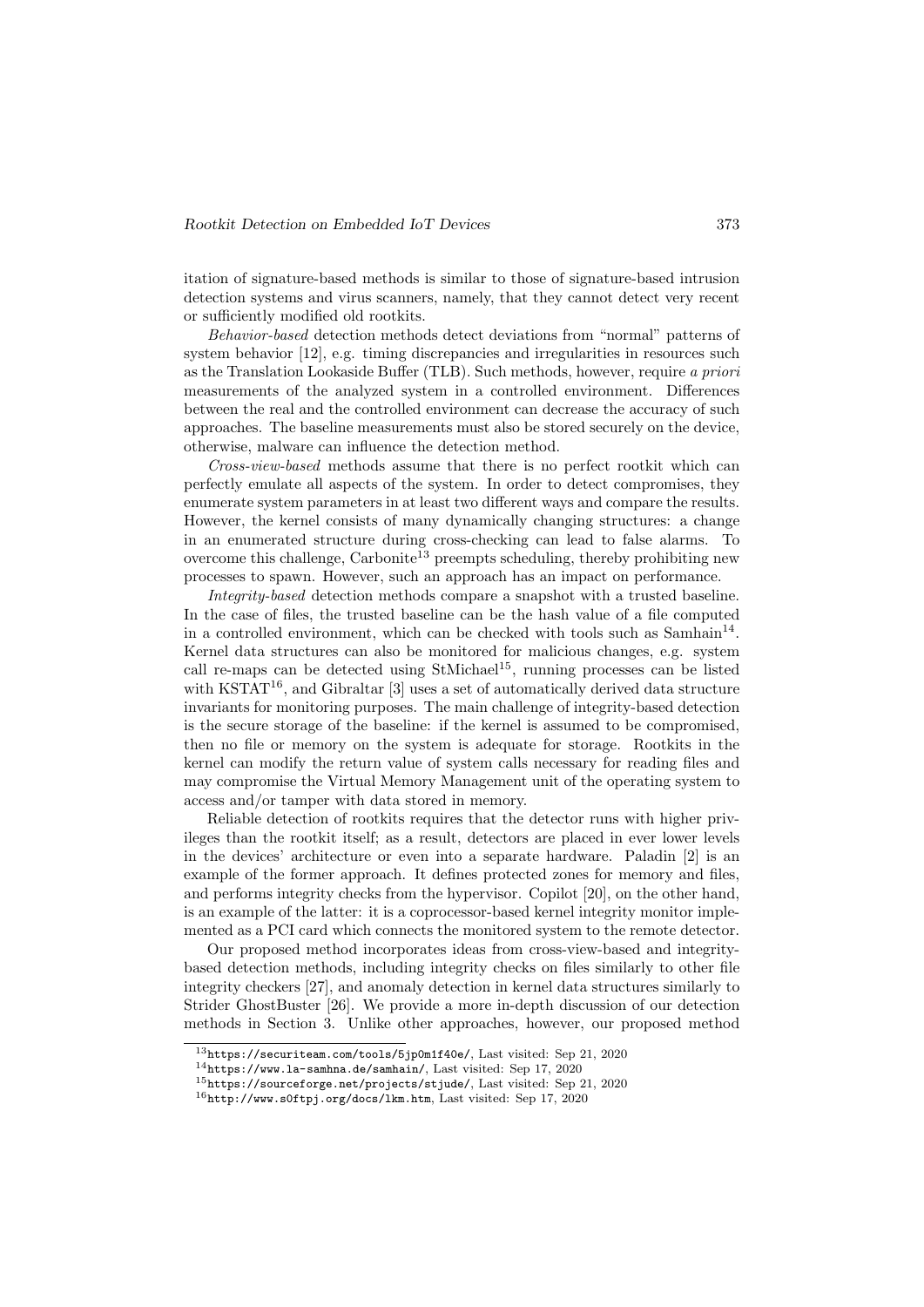itation of signature-based methods is similar to those of signature-based intrusion detection systems and virus scanners, namely, that they cannot detect very recent or sufficiently modified old rootkits.

*Behavior-based* detection methods detect deviations from "normal" patterns of system behavior [12], e.g. timing discrepancies and irregularities in resources such as the Translation Lookaside Buffer (TLB). Such methods, however, require *a priori* measurements of the analyzed system in a controlled environment. Differences between the real and the controlled environment can decrease the accuracy of such approaches. The baseline measurements must also be stored securely on the device, otherwise, malware can influence the detection method.

*Cross-view-based* methods assume that there is no perfect rootkit which can perfectly emulate all aspects of the system. In order to detect compromises, they enumerate system parameters in at least two different ways and compare the results. However, the kernel consists of many dynamically changing structures: a change in an enumerated structure during cross-checking can lead to false alarms. To overcome this challenge, Carbonite[13] preempts scheduling, thereby prohibiting new processes to spawn. However, such an approach has an impact on performance.

*Integrity-based* detection methods compare a snapshot with a trusted baseline. In the case of files, the trusted baseline can be the hash value of a file computed in a controlled environment, which can be checked with tools such as Samhain[14]. Kernel data structures can also be monitored for malicious changes, e.g. system call re-maps can be detected using StMichael[15], running processes can be listed with KSTAT[16], and Gibraltar [3] uses a set of automatically derived data structure invariants for monitoring purposes. The main challenge of integrity-based detection is the secure storage of the baseline: if the kernel is assumed to be compromised, then no file or memory on the system is adequate for storage. Rootkits in the kernel can modify the return value of system calls necessary for reading files and may compromise the Virtual Memory Management unit of the operating system to access and/or tamper with data stored in memory.

Reliable detection of rootkits requires that the detector runs with higher privileges than the rootkit itself; as a result, detectors are placed in ever lower levels in the devices' architecture or even into a separate hardware. Paladin [2] is an example of the former approach. It defines protected zones for memory and files, and performs integrity checks from the hypervisor. Copilot [20], on the other hand, is an example of the latter: it is a coprocessor-based kernel integrity monitor implemented as a PCI card which connects the monitored system to the remote detector.

Our proposed method incorporates ideas from cross-view-based and integrity-based detection methods, including integrity checks on files similarly to other file integrity checkers [27], and anomaly detection in kernel data structures similarly to Strider GhostBuster [26]. We provide a more in-depth discussion of our detection methods in Section 3. Unlike other approaches, however, our proposed method

[13] https://securiteam.com/tools/5jp0m1f40e/, Last visited: Sep 21, 2020

[14] https://www.la-samhna.de/samhain/, Last visited: Sep 17, 2020

[15] https://sourceforge.net/projects/stjude/, Last visited: Sep 21, 2020

[16] http://www.s0ftpj.org/docs/lkm.htm, Last visited: Sep 17, 2020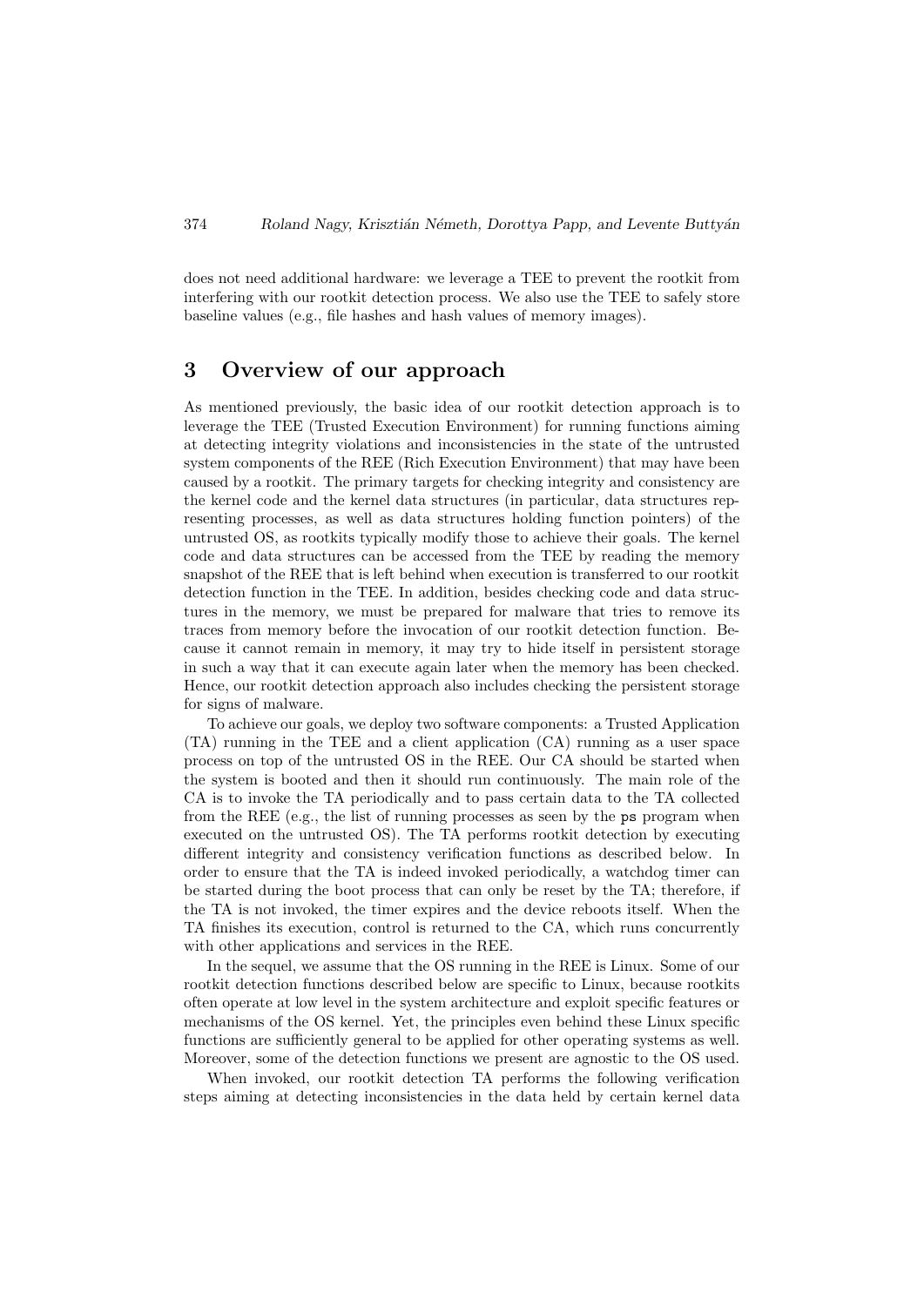does not need additional hardware: we leverage a TEE to prevent the rootkit from interfering with our rootkit detection process. We also use the TEE to safely store baseline values (e.g., file hashes and hash values of memory images).

## 3 Overview of our approach

As mentioned previously, the basic idea of our rootkit detection approach is to leverage the TEE (Trusted Execution Environment) for running functions aiming at detecting integrity violations and inconsistencies in the state of the untrusted system components of the REE (Rich Execution Environment) that may have been caused by a rootkit. The primary targets for checking integrity and consistency are the kernel code and the kernel data structures (in particular, data structures representing processes, as well as data structures holding function pointers) of the untrusted OS, as rootkits typically modify those to achieve their goals. The kernel code and data structures can be accessed from the TEE by reading the memory snapshot of the REE that is left behind when execution is transferred to our rootkit detection function in the TEE. In addition, besides checking code and data structures in the memory, we must be prepared for malware that tries to remove its traces from memory before the invocation of our rootkit detection function. Because it cannot remain in memory, it may try to hide itself in persistent storage in such a way that it can execute again later when the memory has been checked. Hence, our rootkit detection approach also includes checking the persistent storage for signs of malware.

To achieve our goals, we deploy two software components: a Trusted Application (TA) running in the TEE and a client application (CA) running as a user space process on top of the untrusted OS in the REE. Our CA should be started when the system is booted and then it should run continuously. The main role of the CA is to invoke the TA periodically and to pass certain data to the TA collected from the REE (e.g., the list of running processes as seen by the `ps` program when executed on the untrusted OS). The TA performs rootkit detection by executing different integrity and consistency verification functions as described below. In order to ensure that the TA is indeed invoked periodically, a watchdog timer can be started during the boot process that can only be reset by the TA; therefore, if the TA is not invoked, the timer expires and the device reboots itself. When the TA finishes its execution, control is returned to the CA, which runs concurrently with other applications and services in the REE.

In the sequel, we assume that the OS running in the REE is Linux. Some of our rootkit detection functions described below are specific to Linux, because rootkits often operate at low level in the system architecture and exploit specific features or mechanisms of the OS kernel. Yet, the principles even behind these Linux specific functions are sufficiently general to be applied for other operating systems as well. Moreover, some of the detection functions we present are agnostic to the OS used.

When invoked, our rootkit detection TA performs the following verification steps aiming at detecting inconsistencies in the data held by certain kernel data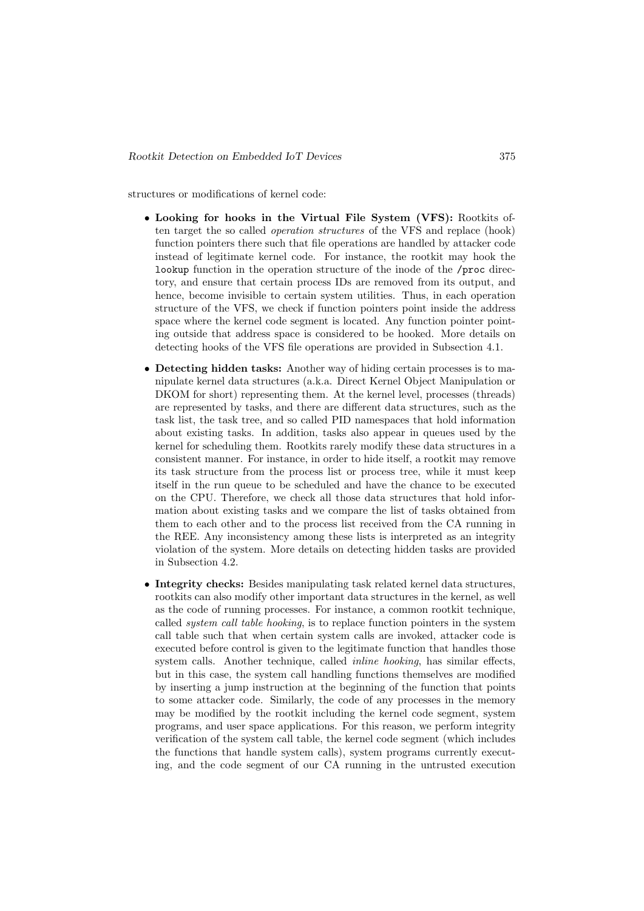structures or modifications of kernel code:

- **Looking for hooks in the Virtual File System (VFS):** Rootkits often target the so called *operation structures* of the VFS and replace (hook) function pointers there such that file operations are handled by attacker code instead of legitimate kernel code. For instance, the rootkit may hook the `lookup` function in the operation structure of the inode of the `/proc` directory, and ensure that certain process IDs are removed from its output, and hence, become invisible to certain system utilities. Thus, in each operation structure of the VFS, we check if function pointers point inside the address space where the kernel code segment is located. Any function pointer pointing outside that address space is considered to be hooked. More details on detecting hooks of the VFS file operations are provided in Subsection 4.1.

- **Detecting hidden tasks:** Another way of hiding certain processes is to manipulate kernel data structures (a.k.a. Direct Kernel Object Manipulation or DKOM for short) representing them. At the kernel level, processes (threads) are represented by tasks, and there are different data structures, such as the task list, the task tree, and so called PID namespaces that hold information about existing tasks. In addition, tasks also appear in queues used by the kernel for scheduling them. Rootkits rarely modify these data structures in a consistent manner. For instance, in order to hide itself, a rootkit may remove its task structure from the process list or process tree, while it must keep itself in the run queue to be scheduled and have the chance to be executed on the CPU. Therefore, we check all those data structures that hold information about existing tasks and we compare the list of tasks obtained from them to each other and to the process list received from the CA running in the REE. Any inconsistency among these lists is interpreted as an integrity violation of the system. More details on detecting hidden tasks are provided in Subsection 4.2.

- **Integrity checks:** Besides manipulating task related kernel data structures, rootkits can also modify other important data structures in the kernel, as well as the code of running processes. For instance, a common rootkit technique, called *system call table hooking*, is to replace function pointers in the system call table such that when certain system calls are invoked, attacker code is executed before control is given to the legitimate function that handles those system calls. Another technique, called *inline hooking*, has similar effects, but in this case, the system call handling functions themselves are modified by inserting a jump instruction at the beginning of the function that points to some attacker code. Similarly, the code of any processes in the memory may be modified by the rootkit including the kernel code segment, system programs, and user space applications. For this reason, we perform integrity verification of the system call table, the kernel code segment (which includes the functions that handle system calls), system programs currently executing, and the code segment of our CA running in the untrusted execution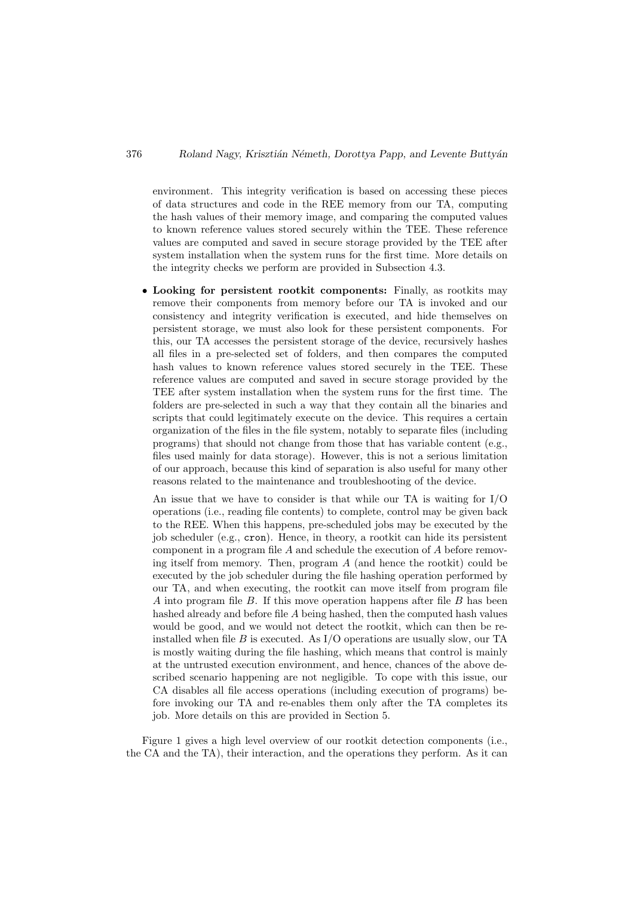environment. This integrity verification is based on accessing these pieces of data structures and code in the REE memory from our TA, computing the hash values of their memory image, and comparing the computed values to known reference values stored securely within the TEE. These reference values are computed and saved in secure storage provided by the TEE after system installation when the system runs for the first time. More details on the integrity checks we perform are provided in Subsection 4.3.

- **Looking for persistent rootkit components:** Finally, as rootkits may remove their components from memory before our TA is invoked and our consistency and integrity verification is executed, and hide themselves on persistent storage, we must also look for these persistent components. For this, our TA accesses the persistent storage of the device, recursively hashes all files in a pre-selected set of folders, and then compares the computed hash values to known reference values stored securely in the TEE. These reference values are computed and saved in secure storage provided by the TEE after system installation when the system runs for the first time. The folders are pre-selected in such a way that they contain all the binaries and scripts that could legitimately execute on the device. This requires a certain organization of the files in the file system, notably to separate files (including programs) that should not change from those that has variable content (e.g., files used mainly for data storage). However, this is not a serious limitation of our approach, because this kind of separation is also useful for many other reasons related to the maintenance and troubleshooting of the device.

  An issue that we have to consider is that while our TA is waiting for I/O operations (i.e., reading file contents) to complete, control may be given back to the REE. When this happens, pre-scheduled jobs may be executed by the job scheduler (e.g., `cron`). Hence, in theory, a rootkit can hide its persistent component in a program file $A$ and schedule the execution of $A$ before removing itself from memory. Then, program $A$ (and hence the rootkit) could be executed by the job scheduler during the file hashing operation performed by our TA, and when executing, the rootkit can move itself from program file $A$ into program file $B$. If this move operation happens after file $B$ has been hashed already and before file $A$ being hashed, then the computed hash values would be good, and we would not detect the rootkit, which can then be reinstalled when file $B$ is executed. As I/O operations are usually slow, our TA is mostly waiting during the file hashing, which means that control is mainly at the untrusted execution environment, and hence, chances of the above described scenario happening are not negligible. To cope with this issue, our CA disables all file access operations (including execution of programs) before invoking our TA and re-enables them only after the TA completes its job. More details on this are provided in Section 5.

Figure 1 gives a high level overview of our rootkit detection components (i.e., the CA and the TA), their interaction, and the operations they perform. As it can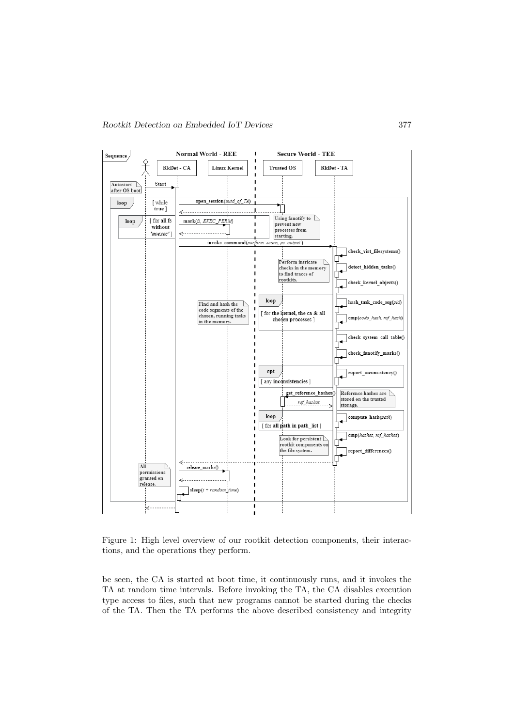Figure 1: High level overview of our rootkit detection components, their interactions, and the operations they perform.

be seen, the CA is started at boot time, it continuously runs, and it invokes the TA at random time intervals. Before invoking the TA, the CA disables execution type access to files, such that new programs cannot be started during the checks of the TA. Then the TA performs the above described consistency and integrity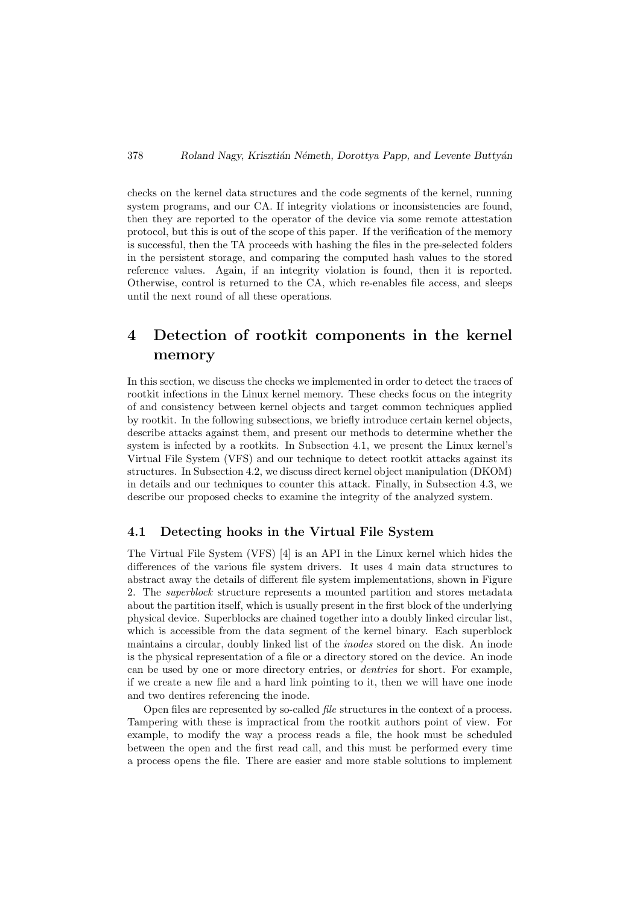checks on the kernel data structures and the code segments of the kernel, running system programs, and our CA. If integrity violations or inconsistencies are found, then they are reported to the operator of the device via some remote attestation protocol, but this is out of the scope of this paper. If the verification of the memory is successful, then the TA proceeds with hashing the files in the pre-selected folders in the persistent storage, and comparing the computed hash values to the stored reference values. Again, if an integrity violation is found, then it is reported. Otherwise, control is returned to the CA, which re-enables file access, and sleeps until the next round of all these operations.

# 4 Detection of rootkit components in the kernel memory

In this section, we discuss the checks we implemented in order to detect the traces of rootkit infections in the Linux kernel memory. These checks focus on the integrity of and consistency between kernel objects and target common techniques applied by rootkit. In the following subsections, we briefly introduce certain kernel objects, describe attacks against them, and present our methods to determine whether the system is infected by a rootkits. In Subsection 4.1, we present the Linux kernel's Virtual File System (VFS) and our technique to detect rootkit attacks against its structures. In Subsection 4.2, we discuss direct kernel object manipulation (DKOM) in details and our techniques to counter this attack. Finally, in Subsection 4.3, we describe our proposed checks to examine the integrity of the analyzed system.

## 4.1 Detecting hooks in the Virtual File System

The Virtual File System (VFS) [4] is an API in the Linux kernel which hides the differences of the various file system drivers. It uses 4 main data structures to abstract away the details of different file system implementations, shown in Figure 2. The *superblock* structure represents a mounted partition and stores metadata about the partition itself, which is usually present in the first block of the underlying physical device. Superblocks are chained together into a doubly linked circular list, which is accessible from the data segment of the kernel binary. Each superblock maintains a circular, doubly linked list of the *inodes* stored on the disk. An inode is the physical representation of a file or a directory stored on the device. An inode can be used by one or more directory entries, or *dentries* for short. For example, if we create a new file and a hard link pointing to it, then we will have one inode and two dentires referencing the inode.

Open files are represented by so-called *file* structures in the context of a process. Tampering with these is impractical from the rootkit authors point of view. For example, to modify the way a process reads a file, the hook must be scheduled between the open and the first read call, and this must be performed every time a process opens the file. There are easier and more stable solutions to implement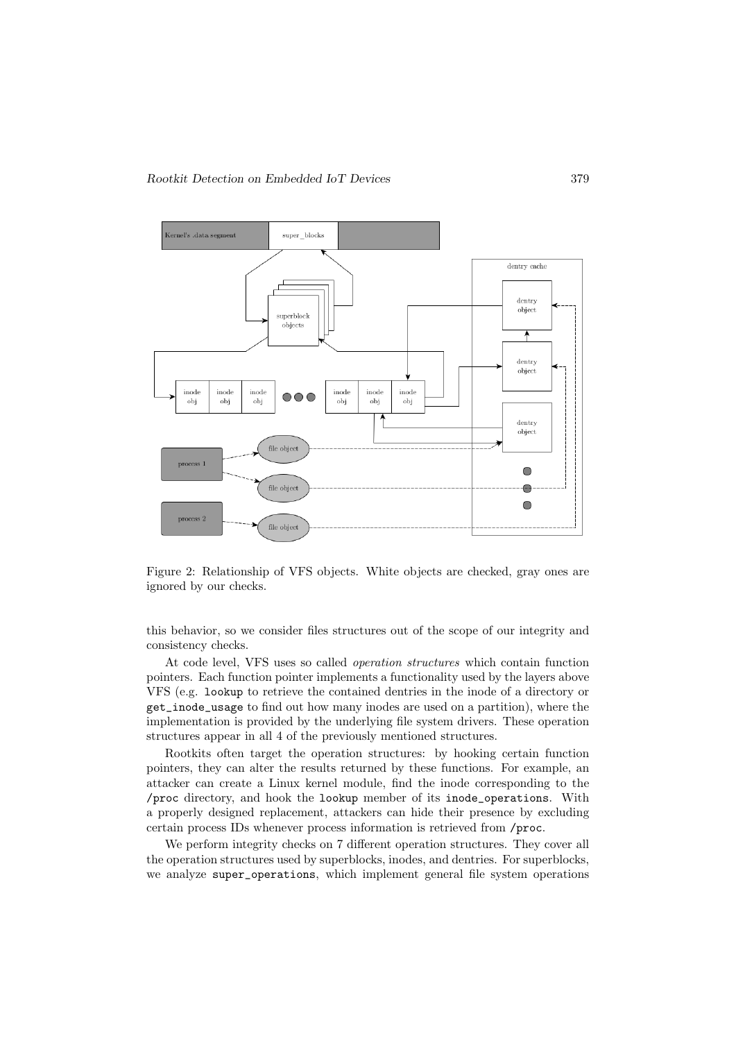Figure 2: Relationship of VFS objects. White objects are checked, gray ones are ignored by our checks.

this behavior, so we consider files structures out of the scope of our integrity and consistency checks.

At code level, VFS uses so called *operation structures* which contain function pointers. Each function pointer implements a functionality used by the layers above VFS (e.g. `lookup` to retrieve the contained dentries in the inode of a directory or `get_inode_usage` to find out how many inodes are used on a partition), where the implementation is provided by the underlying file system drivers. These operation structures appear in all 4 of the previously mentioned structures.

Rootkits often target the operation structures: by hooking certain function pointers, they can alter the results returned by these functions. For example, an attacker can create a Linux kernel module, find the inode corresponding to the `/proc` directory, and hook the `lookup` member of its `inode_operations`. With a properly designed replacement, attackers can hide their presence by excluding certain process IDs whenever process information is retrieved from `/proc`.

We perform integrity checks on 7 different operation structures. They cover all the operation structures used by superblocks, inodes, and dentries. For superblocks, we analyze `super_operations`, which implement general file system operations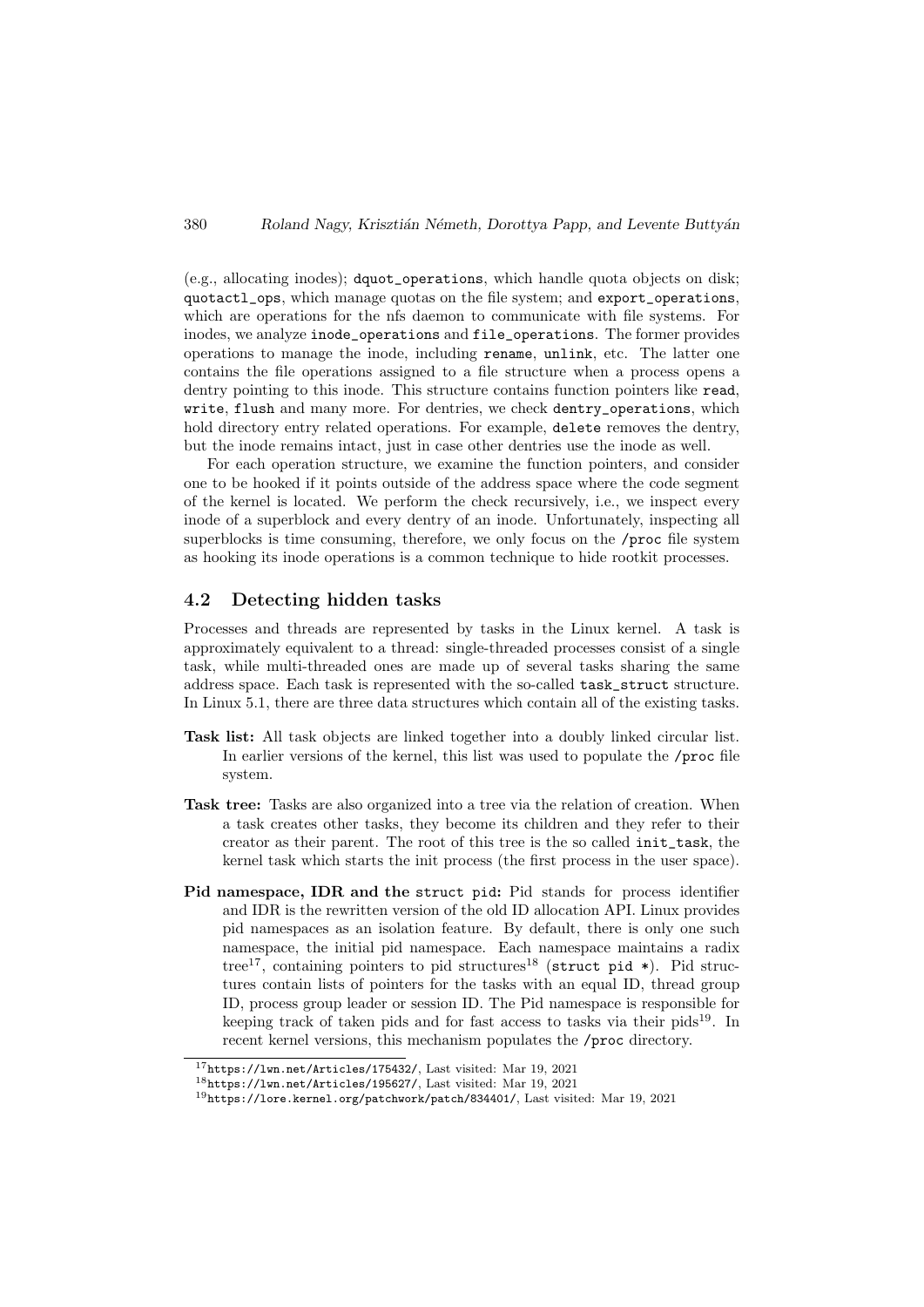(e.g., allocating inodes); `dquot_operations`, which handle quota objects on disk; `quotactl_ops`, which manage quotas on the file system; and `export_operations`, which are operations for the nfs daemon to communicate with file systems. For inodes, we analyze `inode_operations` and `file_operations`. The former provides operations to manage the inode, including `rename`, `unlink`, etc. The latter one contains the file operations assigned to a file structure when a process opens a dentry pointing to this inode. This structure contains function pointers like `read`, `write`, `flush` and many more. For dentries, we check `dentry_operations`, which hold directory entry related operations. For example, `delete` removes the dentry, but the inode remains intact, just in case other dentries use the inode as well.

For each operation structure, we examine the function pointers, and consider one to be hooked if it points outside of the address space where the code segment of the kernel is located. We perform the check recursively, i.e., we inspect every inode of a superblock and every dentry of an inode. Unfortunately, inspecting all superblocks is time consuming, therefore, we only focus on the `/proc` file system as hooking its inode operations is a common technique to hide rootkit processes.

### 4.2 Detecting hidden tasks

Processes and threads are represented by tasks in the Linux kernel. A task is approximately equivalent to a thread: single-threaded processes consist of a single task, while multi-threaded ones are made up of several tasks sharing the same address space. Each task is represented with the so-called `task_struct` structure. In Linux 5.1, there are three data structures which contain all of the existing tasks.

- **Task list:** All task objects are linked together into a doubly linked circular list. In earlier versions of the kernel, this list was used to populate the `/proc` file system.
- **Task tree:** Tasks are also organized into a tree via the relation of creation. When a task creates other tasks, they become its children and they refer to their creator as their parent. The root of this tree is the so called `init_task`, the kernel task which starts the init process (the first process in the user space).
- **Pid namespace, IDR and the `struct pid`:** Pid stands for process identifier and IDR is the rewritten version of the old ID allocation API. Linux provides pid namespaces as an isolation feature. By default, there is only one such namespace, the initial pid namespace. Each namespace maintains a radix tree[17], containing pointers to pid structures[18] (`struct pid *`). Pid structures contain lists of pointers for the tasks with an equal ID, thread group ID, process group leader or session ID. The Pid namespace is responsible for keeping track of taken pids and for fast access to tasks via their pids[19]. In recent kernel versions, this mechanism populates the `/proc` directory.

---

[17] `https://lwn.net/Articles/175432/`, Last visited: Mar 19, 2021

[18] `https://lwn.net/Articles/195627/`, Last visited: Mar 19, 2021

[19] `https://lore.kernel.org/patchwork/patch/834401/`, Last visited: Mar 19, 2021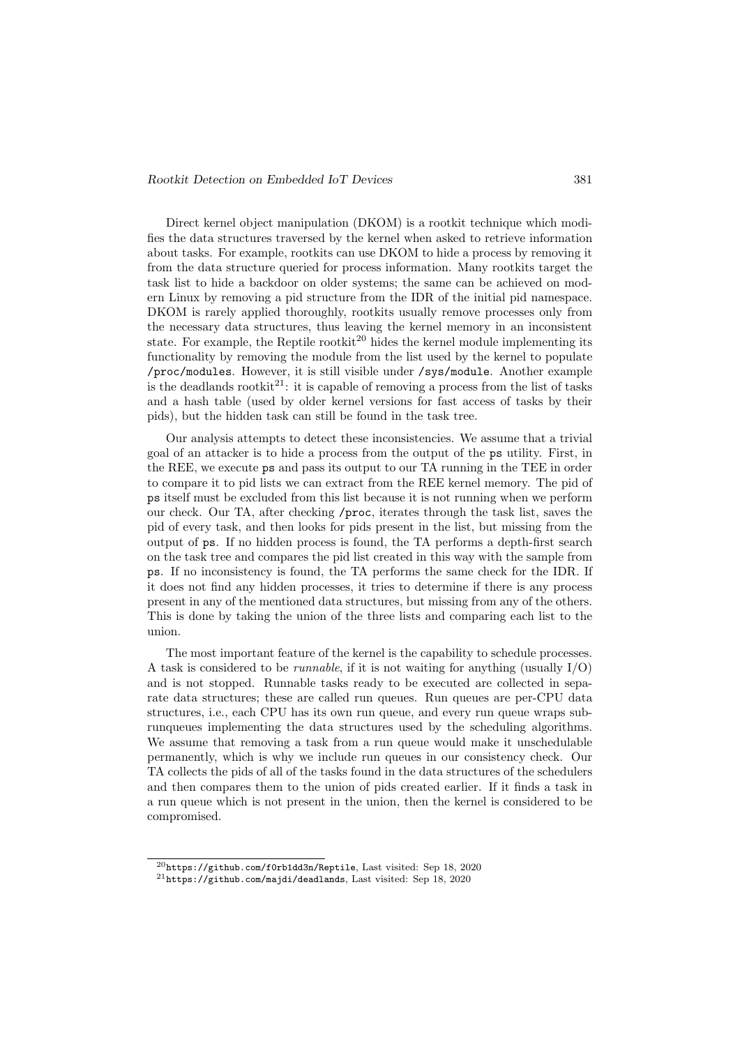Direct kernel object manipulation (DKOM) is a rootkit technique which modifies the data structures traversed by the kernel when asked to retrieve information about tasks. For example, rootkits can use DKOM to hide a process by removing it from the data structure queried for process information. Many rootkits target the task list to hide a backdoor on older systems; the same can be achieved on modern Linux by removing a pid structure from the IDR of the initial pid namespace. DKOM is rarely applied thoroughly, rootkits usually remove processes only from the necessary data structures, thus leaving the kernel memory in an inconsistent state. For example, the Reptile rootkit[20] hides the kernel module implementing its functionality by removing the module from the list used by the kernel to populate `/proc/modules`. However, it is still visible under `/sys/module`. Another example is the deadlands rootkit[21]: it is capable of removing a process from the list of tasks and a hash table (used by older kernel versions for fast access of tasks by their pids), but the hidden task can still be found in the task tree.

Our analysis attempts to detect these inconsistencies. We assume that a trivial goal of an attacker is to hide a process from the output of the `ps` utility. First, in the REE, we execute `ps` and pass its output to our TA running in the TEE in order to compare it to pid lists we can extract from the REE kernel memory. The pid of `ps` itself must be excluded from this list because it is not running when we perform our check. Our TA, after checking `/proc`, iterates through the task list, saves the pid of every task, and then looks for pids present in the list, but missing from the output of `ps`. If no hidden process is found, the TA performs a depth-first search on the task tree and compares the pid list created in this way with the sample from `ps`. If no inconsistency is found, the TA performs the same check for the IDR. If it does not find any hidden processes, it tries to determine if there is any process present in any of the mentioned data structures, but missing from any of the others. This is done by taking the union of the three lists and comparing each list to the union.

The most important feature of the kernel is the capability to schedule processes. A task is considered to be *runnable*, if it is not waiting for anything (usually I/O) and is not stopped. Runnable tasks ready to be executed are collected in separate data structures; these are called run queues. Run queues are per-CPU data structures, i.e., each CPU has its own run queue, and every run queue wraps subrunqueues implementing the data structures used by the scheduling algorithms. We assume that removing a task from a run queue would make it unschedulable permanently, which is why we include run queues in our consistency check. Our TA collects the pids of all of the tasks found in the data structures of the schedulers and then compares them to the union of pids created earlier. If it finds a task in a run queue which is not present in the union, then the kernel is considered to be compromised.

[20] `https://github.com/f0rb1dd3n/Reptile`, Last visited: Sep 18, 2020

[21] `https://github.com/majdi/deadlands`, Last visited: Sep 18, 2020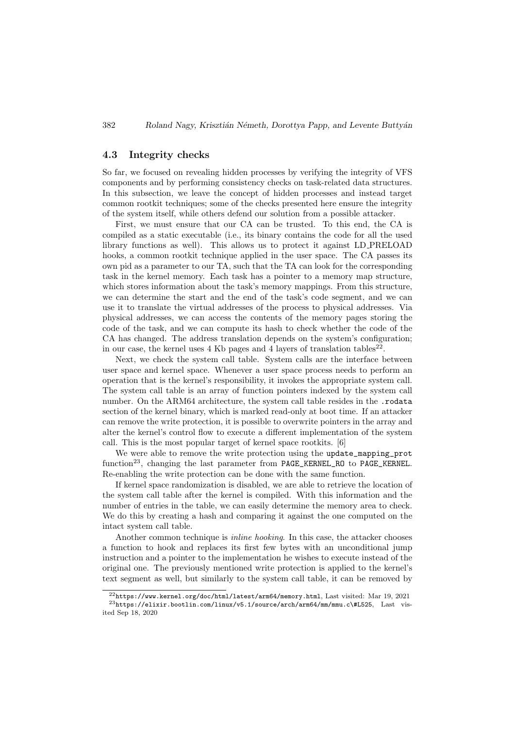### 4.3 Integrity checks

So far, we focused on revealing hidden processes by verifying the integrity of VFS components and by performing consistency checks on task-related data structures. In this subsection, we leave the concept of hidden processes and instead target common rootkit techniques; some of the checks presented here ensure the integrity of the system itself, while others defend our solution from a possible attacker.

First, we must ensure that our CA can be trusted. To this end, the CA is compiled as a static executable (i.e., its binary contains the code for all the used library functions as well). This allows us to protect it against LD_PRELOAD hooks, a common rootkit technique applied in the user space. The CA passes its own pid as a parameter to our TA, such that the TA can look for the corresponding task in the kernel memory. Each task has a pointer to a memory map structure, which stores information about the task's memory mappings. From this structure, we can determine the start and the end of the task's code segment, and we can use it to translate the virtual addresses of the process to physical addresses. Via physical addresses, we can access the contents of the memory pages storing the code of the task, and we can compute its hash to check whether the code of the CA has changed. The address translation depends on the system's configuration; in our case, the kernel uses 4 Kb pages and 4 layers of translation tables[22].

Next, we check the system call table. System calls are the interface between user space and kernel space. Whenever a user space process needs to perform an operation that is the kernel's responsibility, it invokes the appropriate system call. The system call table is an array of function pointers indexed by the system call number. On the ARM64 architecture, the system call table resides in the `.rodata` section of the kernel binary, which is marked read-only at boot time. If an attacker can remove the write protection, it is possible to overwrite pointers in the array and alter the kernel's control flow to execute a different implementation of the system call. This is the most popular target of kernel space rootkits. [6]

We were able to remove the write protection using the `update_mapping_prot` function[23], changing the last parameter from `PAGE_KERNEL_RO` to `PAGE_KERNEL`. Re-enabling the write protection can be done with the same function.

If kernel space randomization is disabled, we are able to retrieve the location of the system call table after the kernel is compiled. With this information and the number of entries in the table, we can easily determine the memory area to check. We do this by creating a hash and comparing it against the one computed on the intact system call table.

Another common technique is *inline hooking*. In this case, the attacker chooses a function to hook and replaces its first few bytes with an unconditional jump instruction and a pointer to the implementation he wishes to execute instead of the original one. The previously mentioned write protection is applied to the kernel's text segment as well, but similarly to the system call table, it can be removed by

[22] `https://www.kernel.org/doc/html/latest/arm64/memory.html`, Last visited: Mar 19, 2021

[23] `https://elixir.bootlin.com/linux/v5.1/source/arch/arm64/mm/mmu.c\#L525`, Last visited Sep 18, 2020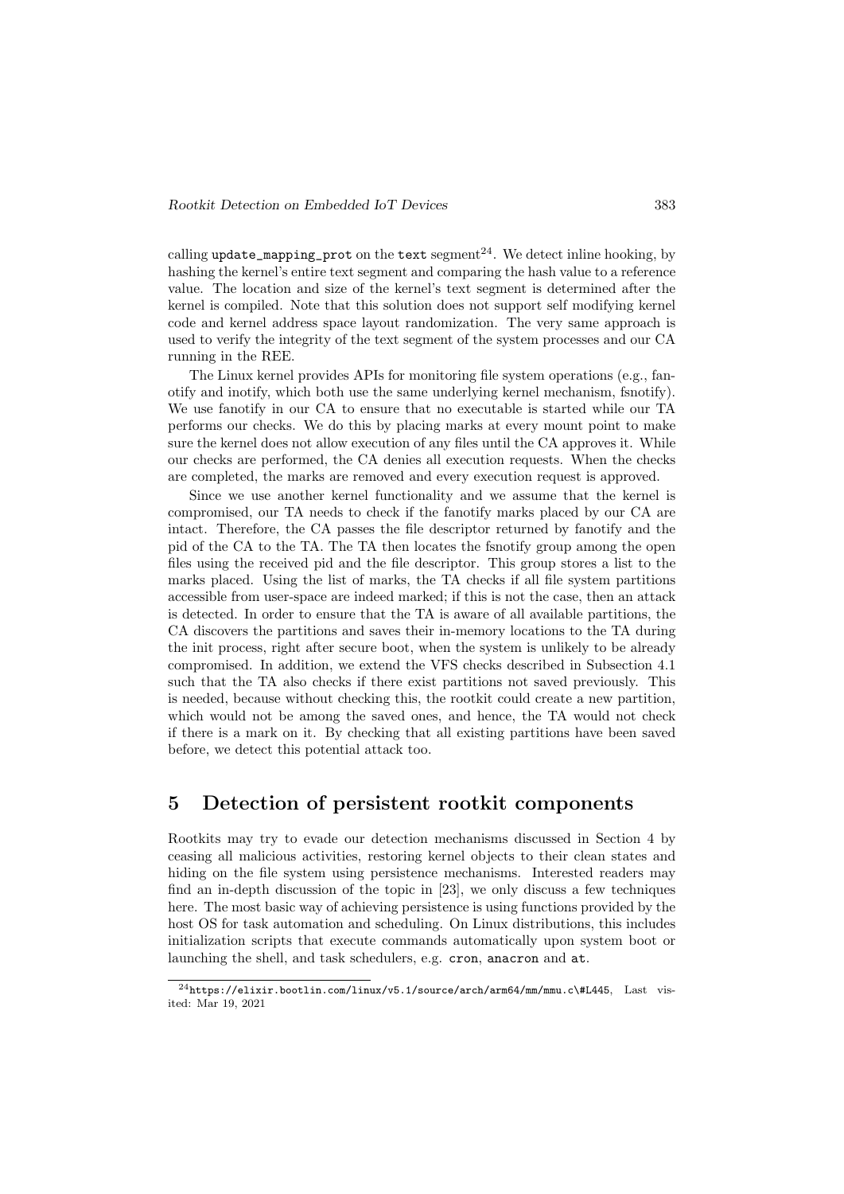calling `update_mapping_prot` on the `text` segment[24]. We detect inline hooking, by hashing the kernel's entire text segment and comparing the hash value to a reference value. The location and size of the kernel's text segment is determined after the kernel is compiled. Note that this solution does not support self modifying kernel code and kernel address space layout randomization. The very same approach is used to verify the integrity of the text segment of the system processes and our CA running in the REE.

The Linux kernel provides APIs for monitoring file system operations (e.g., fanotify and inotify, which both use the same underlying kernel mechanism, fsnotify). We use fanotify in our CA to ensure that no executable is started while our TA performs our checks. We do this by placing marks at every mount point to make sure the kernel does not allow execution of any files until the CA approves it. While our checks are performed, the CA denies all execution requests. When the checks are completed, the marks are removed and every execution request is approved.

Since we use another kernel functionality and we assume that the kernel is compromised, our TA needs to check if the fanotify marks placed by our CA are intact. Therefore, the CA passes the file descriptor returned by fanotify and the pid of the CA to the TA. The TA then locates the fsnotify group among the open files using the received pid and the file descriptor. This group stores a list to the marks placed. Using the list of marks, the TA checks if all file system partitions accessible from user-space are indeed marked; if this is not the case, then an attack is detected. In order to ensure that the TA is aware of all available partitions, the CA discovers the partitions and saves their in-memory locations to the TA during the init process, right after secure boot, when the system is unlikely to be already compromised. In addition, we extend the VFS checks described in Subsection 4.1 such that the TA also checks if there exist partitions not saved previously. This is needed, because without checking this, the rootkit could create a new partition, which would not be among the saved ones, and hence, the TA would not check if there is a mark on it. By checking that all existing partitions have been saved before, we detect this potential attack too.

# 5 Detection of persistent rootkit components

Rootkits may try to evade our detection mechanisms discussed in Section 4 by ceasing all malicious activities, restoring kernel objects to their clean states and hiding on the file system using persistence mechanisms. Interested readers may find an in-depth discussion of the topic in [23], we only discuss a few techniques here. The most basic way of achieving persistence is using functions provided by the host OS for task automation and scheduling. On Linux distributions, this includes initialization scripts that execute commands automatically upon system boot or launching the shell, and task schedulers, e.g. `cron`, `anacron` and `at`.

[24] https://elixir.bootlin.com/linux/v5.1/source/arch/arm64/mm/mmu.c\#L445, Last visited: Mar 19, 2021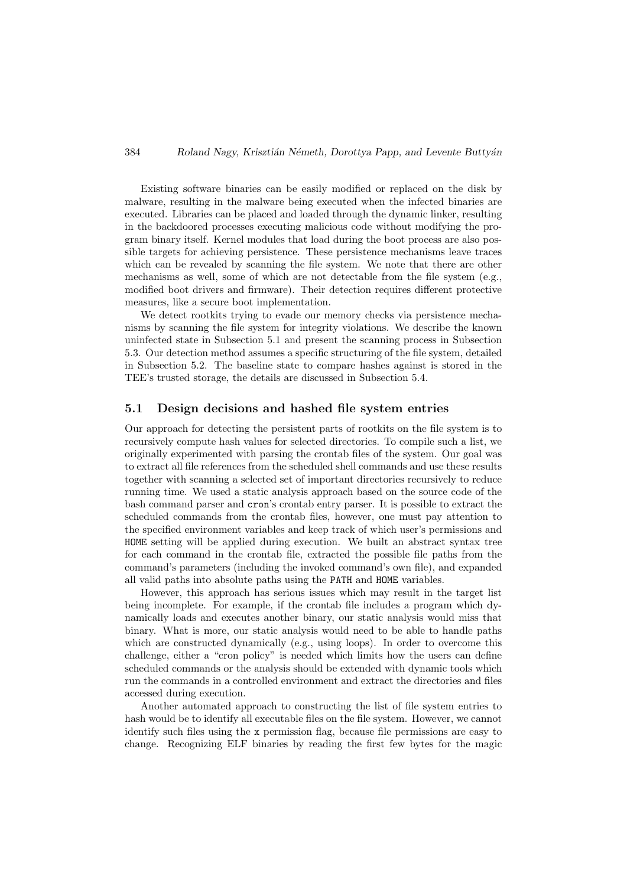Existing software binaries can be easily modified or replaced on the disk by malware, resulting in the malware being executed when the infected binaries are executed. Libraries can be placed and loaded through the dynamic linker, resulting in the backdoored processes executing malicious code without modifying the program binary itself. Kernel modules that load during the boot process are also possible targets for achieving persistence. These persistence mechanisms leave traces which can be revealed by scanning the file system. We note that there are other mechanisms as well, some of which are not detectable from the file system (e.g., modified boot drivers and firmware). Their detection requires different protective measures, like a secure boot implementation.

We detect rootkits trying to evade our memory checks via persistence mechanisms by scanning the file system for integrity violations. We describe the known uninfected state in Subsection 5.1 and present the scanning process in Subsection 5.3. Our detection method assumes a specific structuring of the file system, detailed in Subsection 5.2. The baseline state to compare hashes against is stored in the TEE's trusted storage, the details are discussed in Subsection 5.4.

### 5.1 Design decisions and hashed file system entries

Our approach for detecting the persistent parts of rootkits on the file system is to recursively compute hash values for selected directories. To compile such a list, we originally experimented with parsing the crontab files of the system. Our goal was to extract all file references from the scheduled shell commands and use these results together with scanning a selected set of important directories recursively to reduce running time. We used a static analysis approach based on the source code of the bash command parser and `cron`'s crontab entry parser. It is possible to extract the scheduled commands from the crontab files, however, one must pay attention to the specified environment variables and keep track of which user's permissions and `HOME` setting will be applied during execution. We built an abstract syntax tree for each command in the crontab file, extracted the possible file paths from the command's parameters (including the invoked command's own file), and expanded all valid paths into absolute paths using the `PATH` and `HOME` variables.

However, this approach has serious issues which may result in the target list being incomplete. For example, if the crontab file includes a program which dynamically loads and executes another binary, our static analysis would miss that binary. What is more, our static analysis would need to be able to handle paths which are constructed dynamically (e.g., using loops). In order to overcome this challenge, either a "cron policy" is needed which limits how the users can define scheduled commands or the analysis should be extended with dynamic tools which run the commands in a controlled environment and extract the directories and files accessed during execution.

Another automated approach to constructing the list of file system entries to hash would be to identify all executable files on the file system. However, we cannot identify such files using the `x` permission flag, because file permissions are easy to change. Recognizing ELF binaries by reading the first few bytes for the magic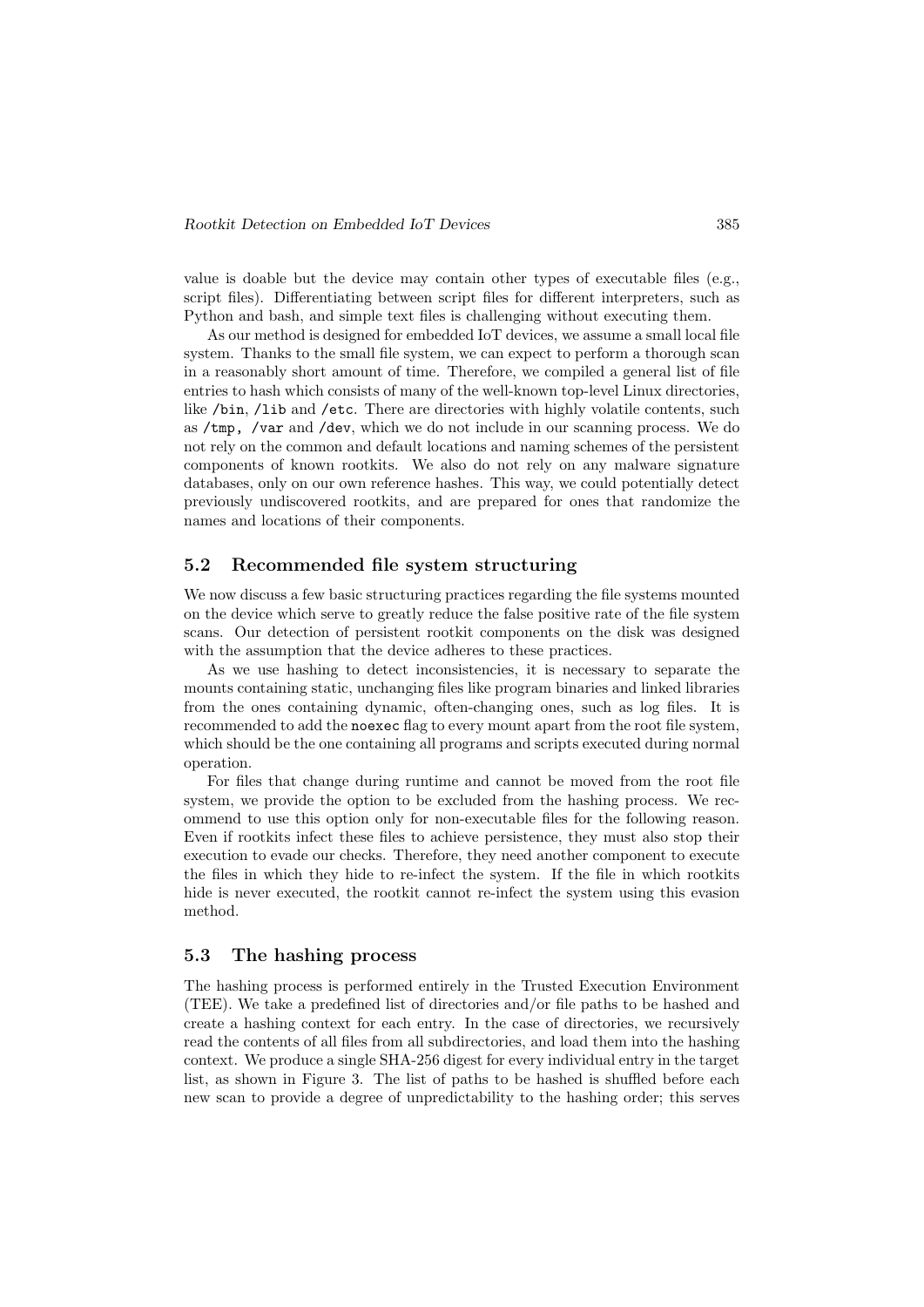value is doable but the device may contain other types of executable files (e.g., script files). Differentiating between script files for different interpreters, such as Python and bash, and simple text files is challenging without executing them.

As our method is designed for embedded IoT devices, we assume a small local file system. Thanks to the small file system, we can expect to perform a thorough scan in a reasonably short amount of time. Therefore, we compiled a general list of file entries to hash which consists of many of the well-known top-level Linux directories, like `/bin`, `/lib` and `/etc`. There are directories with highly volatile contents, such as `/tmp, /var` and `/dev`, which we do not include in our scanning process. We do not rely on the common and default locations and naming schemes of the persistent components of known rootkits. We also do not rely on any malware signature databases, only on our own reference hashes. This way, we could potentially detect previously undiscovered rootkits, and are prepared for ones that randomize the names and locations of their components.

### 5.2 Recommended file system structuring

We now discuss a few basic structuring practices regarding the file systems mounted on the device which serve to greatly reduce the false positive rate of the file system scans. Our detection of persistent rootkit components on the disk was designed with the assumption that the device adheres to these practices.

As we use hashing to detect inconsistencies, it is necessary to separate the mounts containing static, unchanging files like program binaries and linked libraries from the ones containing dynamic, often-changing ones, such as log files. It is recommended to add the `noexec` flag to every mount apart from the root file system, which should be the one containing all programs and scripts executed during normal operation.

For files that change during runtime and cannot be moved from the root file system, we provide the option to be excluded from the hashing process. We recommend to use this option only for non-executable files for the following reason. Even if rootkits infect these files to achieve persistence, they must also stop their execution to evade our checks. Therefore, they need another component to execute the files in which they hide to re-infect the system. If the file in which rootkits hide is never executed, the rootkit cannot re-infect the system using this evasion method.

### 5.3 The hashing process

The hashing process is performed entirely in the Trusted Execution Environment (TEE). We take a predefined list of directories and/or file paths to be hashed and create a hashing context for each entry. In the case of directories, we recursively read the contents of all files from all subdirectories, and load them into the hashing context. We produce a single SHA-256 digest for every individual entry in the target list, as shown in Figure 3. The list of paths to be hashed is shuffled before each new scan to provide a degree of unpredictability to the hashing order; this serves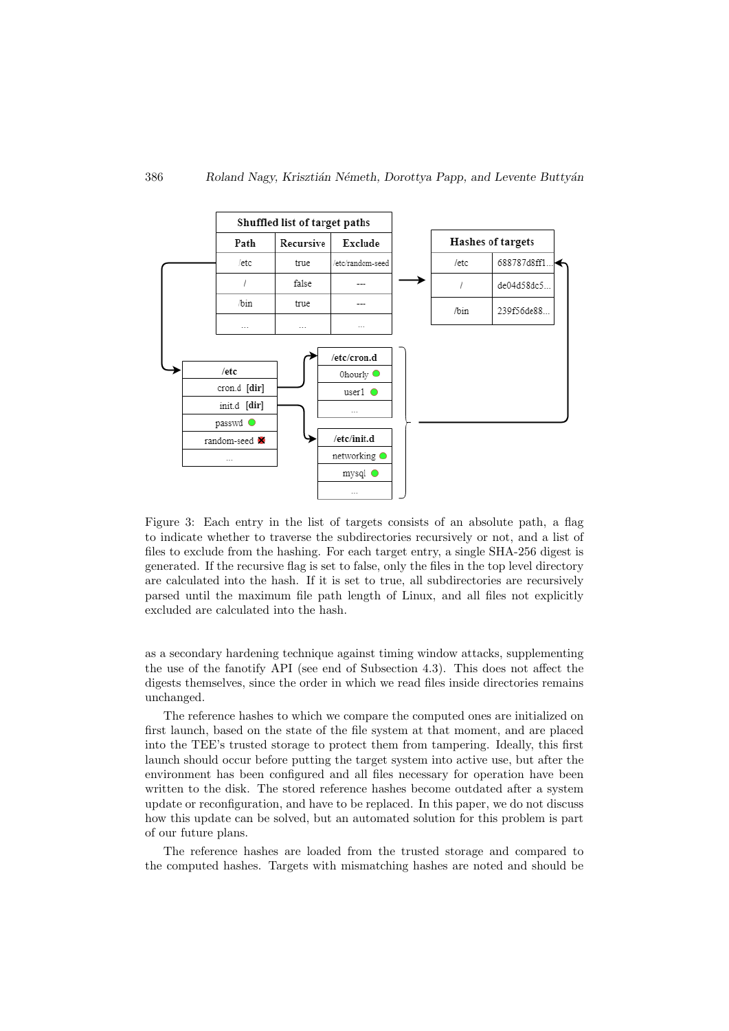| Shuffled list of target paths | | |
|---|---|---|
| Path | Recursive | Exclude |
| /etc | true | /etc/random-seed |
| / | false | --- |
| /bin | true | --- |
| ... | ... | ... |

| Hashes of targets | |
|---|---|
| /etc | 688787d8ff1... |
| / | de04d58dc5... |
| /bin | 239f56de88... |

| /etc |
|---|
| cron.d [dir] |
| init.d [dir] |
| passwd |
| random-seed |
| ... |

| /etc/cron.d |
|---|
| 0hourly |
| user1 |
| ... |

| /etc/init.d |
|---|
| networking |
| mysql |
| ... |

Figure 3: Each entry in the list of targets consists of an absolute path, a flag to indicate whether to traverse the subdirectories recursively or not, and a list of files to exclude from the hashing. For each target entry, a single SHA-256 digest is generated. If the recursive flag is set to false, only the files in the top level directory are calculated into the hash. If it is set to true, all subdirectories are recursively parsed until the maximum file path length of Linux, and all files not explicitly excluded are calculated into the hash.

as a secondary hardening technique against timing window attacks, supplementing the use of the fanotify API (see end of Subsection 4.3). This does not affect the digests themselves, since the order in which we read files inside directories remains unchanged.

The reference hashes to which we compare the computed ones are initialized on first launch, based on the state of the file system at that moment, and are placed into the TEE's trusted storage to protect them from tampering. Ideally, this first launch should occur before putting the target system into active use, but after the environment has been configured and all files necessary for operation have been written to the disk. The stored reference hashes become outdated after a system update or reconfiguration, and have to be replaced. In this paper, we do not discuss how this update can be solved, but an automated solution for this problem is part of our future plans.

The reference hashes are loaded from the trusted storage and compared to the computed hashes. Targets with mismatching hashes are noted and should be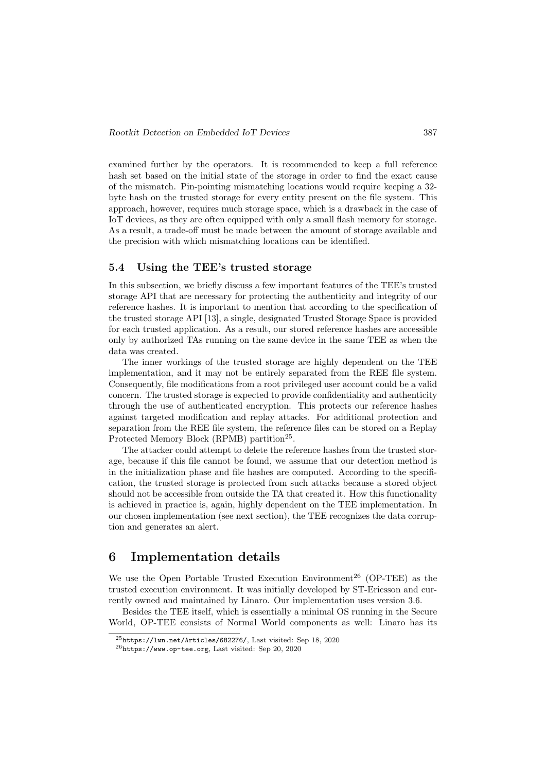examined further by the operators. It is recommended to keep a full reference hash set based on the initial state of the storage in order to find the exact cause of the mismatch. Pin-pointing mismatching locations would require keeping a 32-byte hash on the trusted storage for every entity present on the file system. This approach, however, requires much storage space, which is a drawback in the case of IoT devices, as they are often equipped with only a small flash memory for storage. As a result, a trade-off must be made between the amount of storage available and the precision with which mismatching locations can be identified.

### 5.4 Using the TEE's trusted storage

In this subsection, we briefly discuss a few important features of the TEE's trusted storage API that are necessary for protecting the authenticity and integrity of our reference hashes. It is important to mention that according to the specification of the trusted storage API [13], a single, designated Trusted Storage Space is provided for each trusted application. As a result, our stored reference hashes are accessible only by authorized TAs running on the same device in the same TEE as when the data was created.

The inner workings of the trusted storage are highly dependent on the TEE implementation, and it may not be entirely separated from the REE file system. Consequently, file modifications from a root privileged user account could be a valid concern. The trusted storage is expected to provide confidentiality and authenticity through the use of authenticated encryption. This protects our reference hashes against targeted modification and replay attacks. For additional protection and separation from the REE file system, the reference files can be stored on a Replay Protected Memory Block (RPMB) partition[25].

The attacker could attempt to delete the reference hashes from the trusted storage, because if this file cannot be found, we assume that our detection method is in the initialization phase and file hashes are computed. According to the specification, the trusted storage is protected from such attacks because a stored object should not be accessible from outside the TA that created it. How this functionality is achieved in practice is, again, highly dependent on the TEE implementation. In our chosen implementation (see next section), the TEE recognizes the data corruption and generates an alert.

## 6 Implementation details

We use the Open Portable Trusted Execution Environment[26] (OP-TEE) as the trusted execution environment. It was initially developed by ST-Ericsson and currently owned and maintained by Linaro. Our implementation uses version 3.6.

Besides the TEE itself, which is essentially a minimal OS running in the Secure World, OP-TEE consists of Normal World components as well: Linaro has its

[25] https://lwn.net/Articles/682276/, Last visited: Sep 18, 2020

[26] https://www.op-tee.org, Last visited: Sep 20, 2020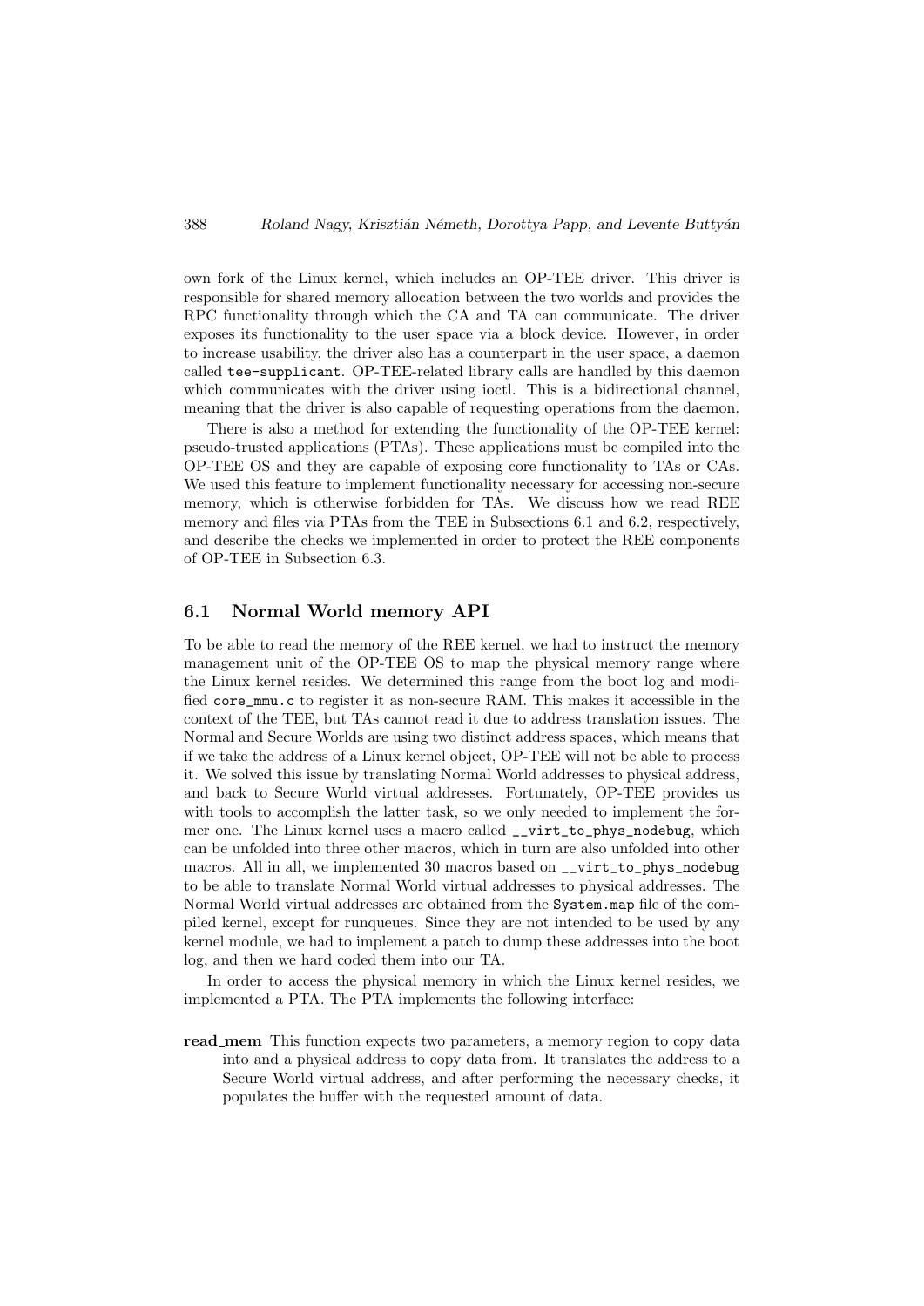own fork of the Linux kernel, which includes an OP-TEE driver. This driver is responsible for shared memory allocation between the two worlds and provides the RPC functionality through which the CA and TA can communicate. The driver exposes its functionality to the user space via a block device. However, in order to increase usability, the driver also has a counterpart in the user space, a daemon called `tee-supplicant`. OP-TEE-related library calls are handled by this daemon which communicates with the driver using ioctl. This is a bidirectional channel, meaning that the driver is also capable of requesting operations from the daemon.

There is also a method for extending the functionality of the OP-TEE kernel: pseudo-trusted applications (PTAs). These applications must be compiled into the OP-TEE OS and they are capable of exposing core functionality to TAs or CAs. We used this feature to implement functionality necessary for accessing non-secure memory, which is otherwise forbidden for TAs. We discuss how we read REE memory and files via PTAs from the TEE in Subsections 6.1 and 6.2, respectively, and describe the checks we implemented in order to protect the REE components of OP-TEE in Subsection 6.3.

## 6.1 Normal World memory API

To be able to read the memory of the REE kernel, we had to instruct the memory management unit of the OP-TEE OS to map the physical memory range where the Linux kernel resides. We determined this range from the boot log and modified `core_mmu.c` to register it as non-secure RAM. This makes it accessible in the context of the TEE, but TAs cannot read it due to address translation issues. The Normal and Secure Worlds are using two distinct address spaces, which means that if we take the address of a Linux kernel object, OP-TEE will not be able to process it. We solved this issue by translating Normal World addresses to physical address, and back to Secure World virtual addresses. Fortunately, OP-TEE provides us with tools to accomplish the latter task, so we only needed to implement the former one. The Linux kernel uses a macro called `__virt_to_phys_nodebug`, which can be unfolded into three other macros, which in turn are also unfolded into other macros. All in all, we implemented 30 macros based on `__virt_to_phys_nodebug` to be able to translate Normal World virtual addresses to physical addresses. The Normal World virtual addresses are obtained from the `System.map` file of the compiled kernel, except for runqueues. Since they are not intended to be used by any kernel module, we had to implement a patch to dump these addresses into the boot log, and then we hard coded them into our TA.

In order to access the physical memory in which the Linux kernel resides, we implemented a PTA. The PTA implements the following interface:

**read_mem** This function expects two parameters, a memory region to copy data into and a physical address to copy data from. It translates the address to a Secure World virtual address, and after performing the necessary checks, it populates the buffer with the requested amount of data.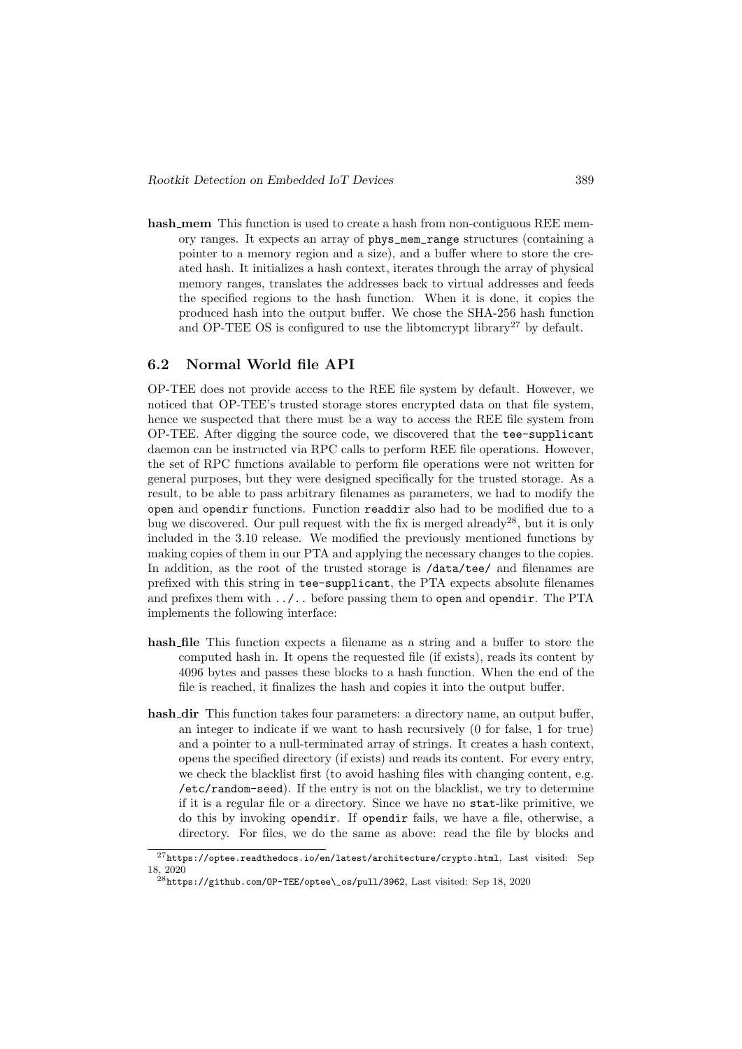**hash_mem** This function is used to create a hash from non-contiguous REE memory ranges. It expects an array of `phys_mem_range` structures (containing a pointer to a memory region and a size), and a buffer where to store the created hash. It initializes a hash context, iterates through the array of physical memory ranges, translates the addresses back to virtual addresses and feeds the specified regions to the hash function. When it is done, it copies the produced hash into the output buffer. We chose the SHA-256 hash function and OP-TEE OS is configured to use the libtomcrypt library[27] by default.

## 6.2 Normal World file API

OP-TEE does not provide access to the REE file system by default. However, we noticed that OP-TEE's trusted storage stores encrypted data on that file system, hence we suspected that there must be a way to access the REE file system from OP-TEE. After digging the source code, we discovered that the `tee-supplicant` daemon can be instructed via RPC calls to perform REE file operations. However, the set of RPC functions available to perform file operations were not written for general purposes, but they were designed specifically for the trusted storage. As a result, to be able to pass arbitrary filenames as parameters, we had to modify the `open` and `opendir` functions. Function `readdir` also had to be modified due to a bug we discovered. Our pull request with the fix is merged already[28], but it is only included in the 3.10 release. We modified the previously mentioned functions by making copies of them in our PTA and applying the necessary changes to the copies. In addition, as the root of the trusted storage is `/data/tee/` and filenames are prefixed with this string in `tee-supplicant`, the PTA expects absolute filenames and prefixes them with `../..` before passing them to `open` and `opendir`. The PTA implements the following interface:

**hash_file** This function expects a filename as a string and a buffer to store the computed hash in. It opens the requested file (if exists), reads its content by 4096 bytes and passes these blocks to a hash function. When the end of the file is reached, it finalizes the hash and copies it into the output buffer.

**hash_dir** This function takes four parameters: a directory name, an output buffer, an integer to indicate if we want to hash recursively (0 for false, 1 for true) and a pointer to a null-terminated array of strings. It creates a hash context, opens the specified directory (if exists) and reads its content. For every entry, we check the blacklist first (to avoid hashing files with changing content, e.g. `/etc/random-seed`). If the entry is not on the blacklist, we try to determine if it is a regular file or a directory. Since we have no `stat`-like primitive, we do this by invoking `opendir`. If `opendir` fails, we have a file, otherwise, a directory. For files, we do the same as above: read the file by blocks and

---

[27] `https://optee.readthedocs.io/en/latest/architecture/crypto.html`, Last visited: Sep 18, 2020

[28] `https://github.com/OP-TEE/optee_os/pull/3962`, Last visited: Sep 18, 2020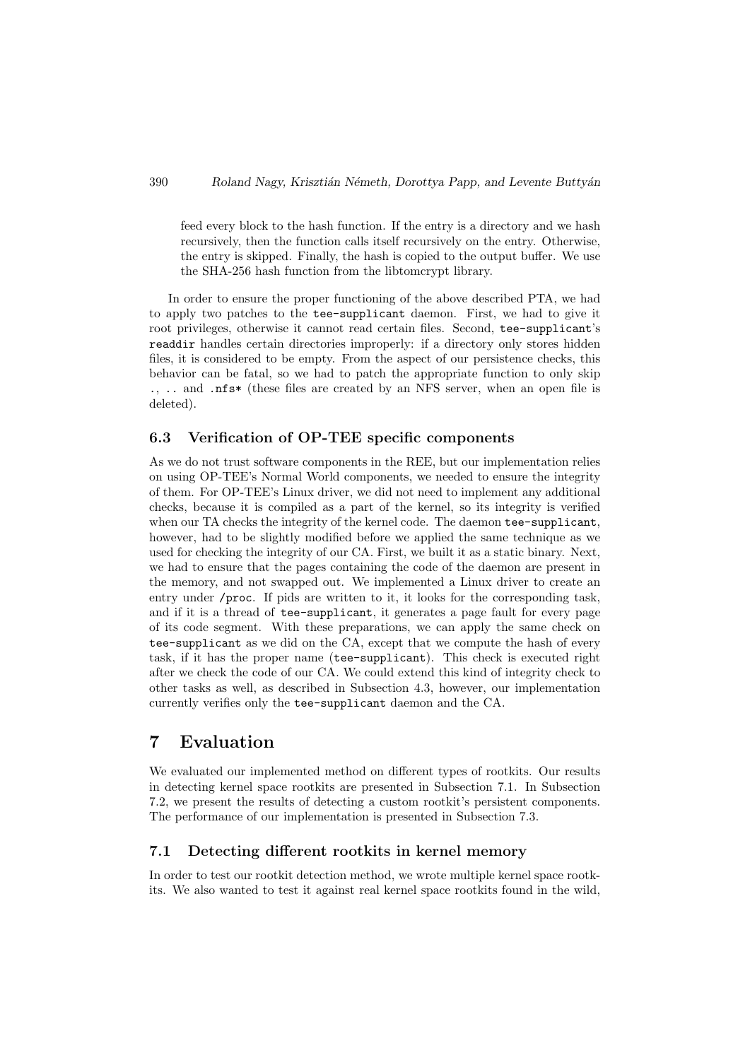feed every block to the hash function. If the entry is a directory and we hash recursively, then the function calls itself recursively on the entry. Otherwise, the entry is skipped. Finally, the hash is copied to the output buffer. We use the SHA-256 hash function from the libtomcrypt library.

In order to ensure the proper functioning of the above described PTA, we had to apply two patches to the `tee-supplicant` daemon. First, we had to give it root privileges, otherwise it cannot read certain files. Second, `tee-supplicant`'s `readdir` handles certain directories improperly: if a directory only stores hidden files, it is considered to be empty. From the aspect of our persistence checks, this behavior can be fatal, so we had to patch the appropriate function to only skip `.`, `..` and `.nfs*` (these files are created by an NFS server, when an open file is deleted).

### 6.3 Verification of OP-TEE specific components

As we do not trust software components in the REE, but our implementation relies on using OP-TEE's Normal World components, we needed to ensure the integrity of them. For OP-TEE's Linux driver, we did not need to implement any additional checks, because it is compiled as a part of the kernel, so its integrity is verified when our TA checks the integrity of the kernel code. The daemon `tee-supplicant`, however, had to be slightly modified before we applied the same technique as we used for checking the integrity of our CA. First, we built it as a static binary. Next, we had to ensure that the pages containing the code of the daemon are present in the memory, and not swapped out. We implemented a Linux driver to create an entry under `/proc`. If pids are written to it, it looks for the corresponding task, and if it is a thread of `tee-supplicant`, it generates a page fault for every page of its code segment. With these preparations, we can apply the same check on `tee-supplicant` as we did on the CA, except that we compute the hash of every task, if it has the proper name (`tee-supplicant`). This check is executed right after we check the code of our CA. We could extend this kind of integrity check to other tasks as well, as described in Subsection 4.3, however, our implementation currently verifies only the `tee-supplicant` daemon and the CA.

## 7 Evaluation

We evaluated our implemented method on different types of rootkits. Our results in detecting kernel space rootkits are presented in Subsection 7.1. In Subsection 7.2, we present the results of detecting a custom rootkit's persistent components. The performance of our implementation is presented in Subsection 7.3.

### 7.1 Detecting different rootkits in kernel memory

In order to test our rootkit detection method, we wrote multiple kernel space rootkits. We also wanted to test it against real kernel space rootkits found in the wild,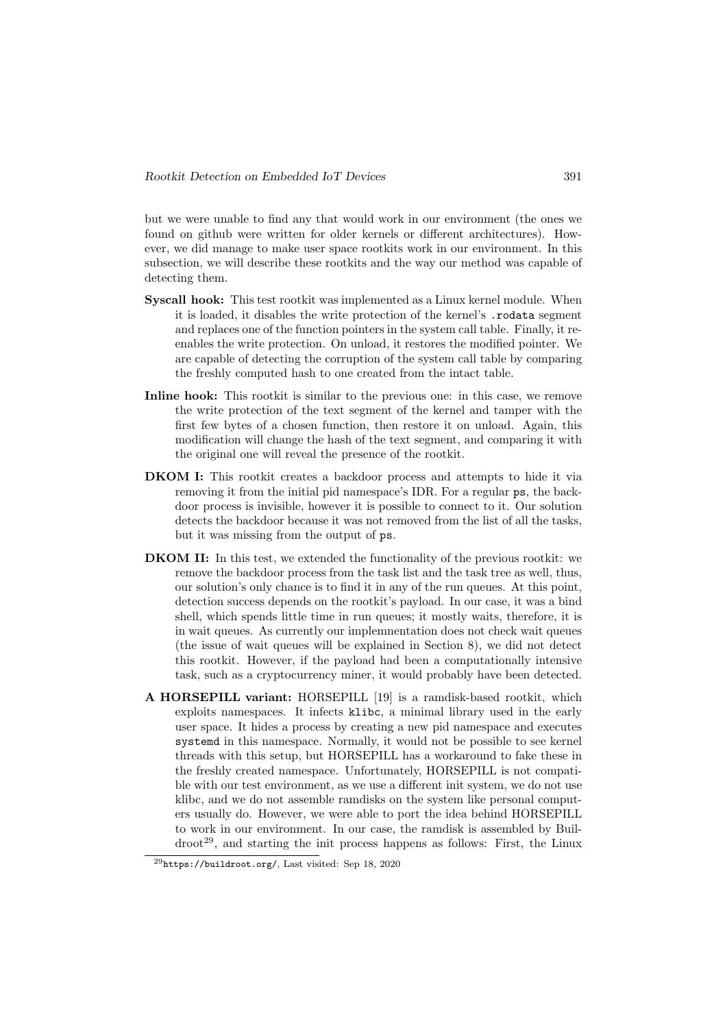but we were unable to find any that would work in our environment (the ones we found on github were written for older kernels or different architectures). However, we did manage to make user space rootkits work in our environment. In this subsection, we will describe these rootkits and the way our method was capable of detecting them.

**Syscall hook:** This test rootkit was implemented as a Linux kernel module. When it is loaded, it disables the write protection of the kernel's `.rodata` segment and replaces one of the function pointers in the system call table. Finally, it reenables the write protection. On unload, it restores the modified pointer. We are capable of detecting the corruption of the system call table by comparing the freshly computed hash to one created from the intact table.

**Inline hook:** This rootkit is similar to the previous one: in this case, we remove the write protection of the text segment of the kernel and tamper with the first few bytes of a chosen function, then restore it on unload. Again, this modification will change the hash of the text segment, and comparing it with the original one will reveal the presence of the rootkit.

**DKOM I:** This rootkit creates a backdoor process and attempts to hide it via removing it from the initial pid namespace's IDR. For a regular `ps`, the backdoor process is invisible, however it is possible to connect to it. Our solution detects the backdoor because it was not removed from the list of all the tasks, but it was missing from the output of `ps`.

**DKOM II:** In this test, we extended the functionality of the previous rootkit: we remove the backdoor process from the task list and the task tree as well, thus, our solution's only chance is to find it in any of the run queues. At this point, detection success depends on the rootkit's payload. In our case, it was a bind shell, which spends little time in run queues; it mostly waits, therefore, it is in wait queues. As currently our implemnentation does not check wait queues (the issue of wait queues will be explained in Section 8), we did not detect this rootkit. However, if the payload had been a computationally intensive task, such as a cryptocurrency miner, it would probably have been detected.

**A HORSEPILL variant:** HORSEPILL [19] is a ramdisk-based rootkit, which exploits namespaces. It infects `klibc`, a minimal library used in the early user space. It hides a process by creating a new pid namespace and executes `systemd` in this namespace. Normally, it would not be possible to see kernel threads with this setup, but HORSEPILL has a workaround to fake these in the freshly created namespace. Unfortunately, HORSEPILL is not compatible with our test environment, as we use a different init system, we do not use klibc, and we do not assemble ramdisks on the system like personal computers usually do. However, we were able to port the idea behind HORSEPILL to work in our environment. In our case, the ramdisk is assembled by Buildroot[29], and starting the init process happens as follows: First, the Linux

[29] `https://buildroot.org/`, Last visited: Sep 18, 2020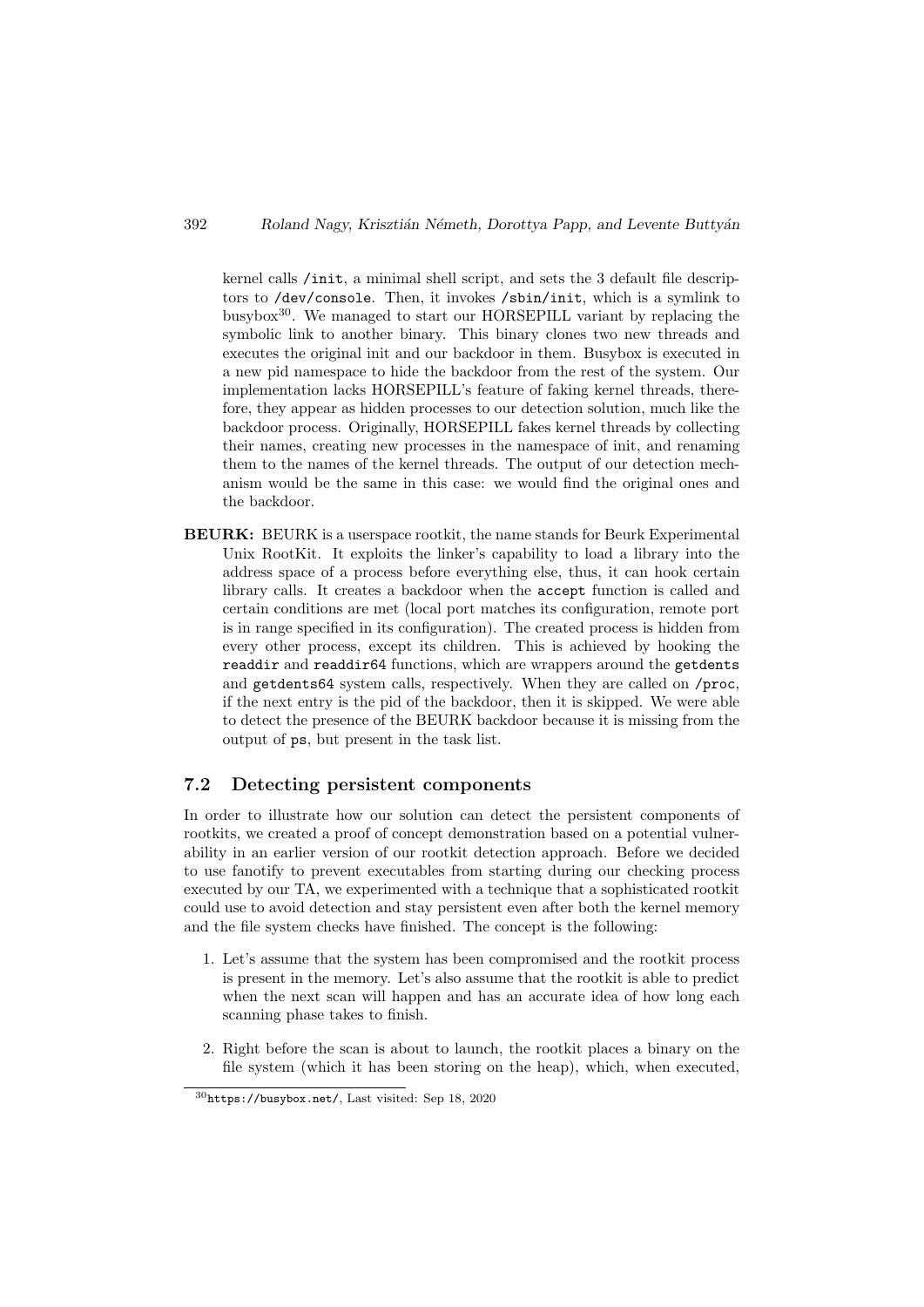kernel calls `/init`, a minimal shell script, and sets the 3 default file descriptors to `/dev/console`. Then, it invokes `/sbin/init`, which is a symlink to busybox[30]. We managed to start our HORSEPILL variant by replacing the symbolic link to another binary. This binary clones two new threads and executes the original init and our backdoor in them. Busybox is executed in a new pid namespace to hide the backdoor from the rest of the system. Our implementation lacks HORSEPILL's feature of faking kernel threads, therefore, they appear as hidden processes to our detection solution, much like the backdoor process. Originally, HORSEPILL fakes kernel threads by collecting their names, creating new processes in the namespace of init, and renaming them to the names of the kernel threads. The output of our detection mechanism would be the same in this case: we would find the original ones and the backdoor.

**BEURK:** BEURK is a userspace rootkit, the name stands for Beurk Experimental Unix RootKit. It exploits the linker's capability to load a library into the address space of a process before everything else, thus, it can hook certain library calls. It creates a backdoor when the `accept` function is called and certain conditions are met (local port matches its configuration, remote port is in range specified in its configuration). The created process is hidden from every other process, except its children. This is achieved by hooking the `readdir` and `readdir64` functions, which are wrappers around the `getdents` and `getdents64` system calls, respectively. When they are called on `/proc`, if the next entry is the pid of the backdoor, then it is skipped. We were able to detect the presence of the BEURK backdoor because it is missing from the output of `ps`, but present in the task list.

### 7.2 Detecting persistent components

In order to illustrate how our solution can detect the persistent components of rootkits, we created a proof of concept demonstration based on a potential vulnerability in an earlier version of our rootkit detection approach. Before we decided to use fanotify to prevent executables from starting during our checking process executed by our TA, we experimented with a technique that a sophisticated rootkit could use to avoid detection and stay persistent even after both the kernel memory and the file system checks have finished. The concept is the following:

1. Let's assume that the system has been compromised and the rootkit process is present in the memory. Let's also assume that the rootkit is able to predict when the next scan will happen and has an accurate idea of how long each scanning phase takes to finish.

2. Right before the scan is about to launch, the rootkit places a binary on the file system (which it has been storing on the heap), which, when executed,

[30] https://busybox.net/, Last visited: Sep 18, 2020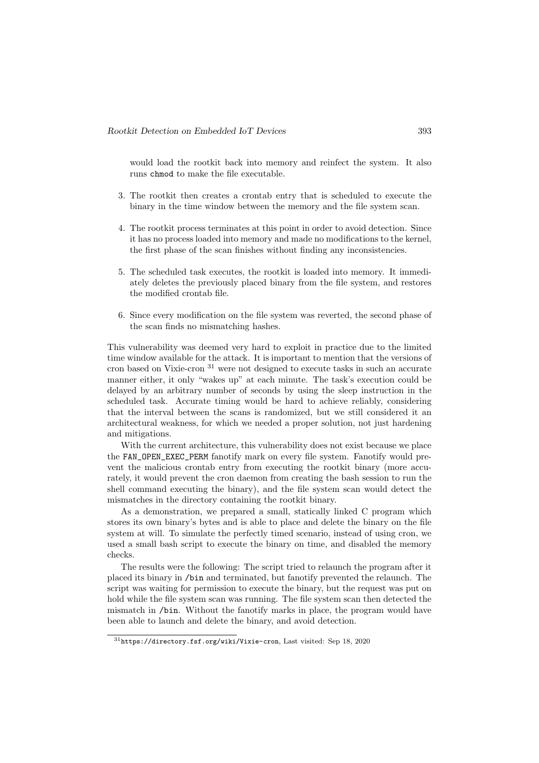would load the rootkit back into memory and reinfect the system. It also runs `chmod` to make the file executable.

3. The rootkit then creates a crontab entry that is scheduled to execute the binary in the time window between the memory and the file system scan.

4. The rootkit process terminates at this point in order to avoid detection. Since it has no process loaded into memory and made no modifications to the kernel, the first phase of the scan finishes without finding any inconsistencies.

5. The scheduled task executes, the rootkit is loaded into memory. It immediately deletes the previously placed binary from the file system, and restores the modified crontab file.

6. Since every modification on the file system was reverted, the second phase of the scan finds no mismatching hashes.

This vulnerability was deemed very hard to exploit in practice due to the limited time window available for the attack. It is important to mention that the versions of cron based on Vixie-cron [31] were not designed to execute tasks in such an accurate manner either, it only "wakes up" at each minute. The task's execution could be delayed by an arbitrary number of seconds by using the sleep instruction in the scheduled task. Accurate timing would be hard to achieve reliably, considering that the interval between the scans is randomized, but we still considered it an architectural weakness, for which we needed a proper solution, not just hardening and mitigations.

With the current architecture, this vulnerability does not exist because we place the `FAN_OPEN_EXEC_PERM` fanotify mark on every file system. Fanotify would prevent the malicious crontab entry from executing the rootkit binary (more accurately, it would prevent the cron daemon from creating the bash session to run the shell command executing the binary), and the file system scan would detect the mismatches in the directory containing the rootkit binary.

As a demonstration, we prepared a small, statically linked C program which stores its own binary's bytes and is able to place and delete the binary on the file system at will. To simulate the perfectly timed scenario, instead of using cron, we used a small bash script to execute the binary on time, and disabled the memory checks.

The results were the following: The script tried to relaunch the program after it placed its binary in `/bin` and terminated, but fanotify prevented the relaunch. The script was waiting for permission to execute the binary, but the request was put on hold while the file system scan was running. The file system scan then detected the mismatch in `/bin`. Without the fanotify marks in place, the program would have been able to launch and delete the binary, and avoid detection.

[31] `https://directory.fsf.org/wiki/Vixie-cron`, Last visited: Sep 18, 2020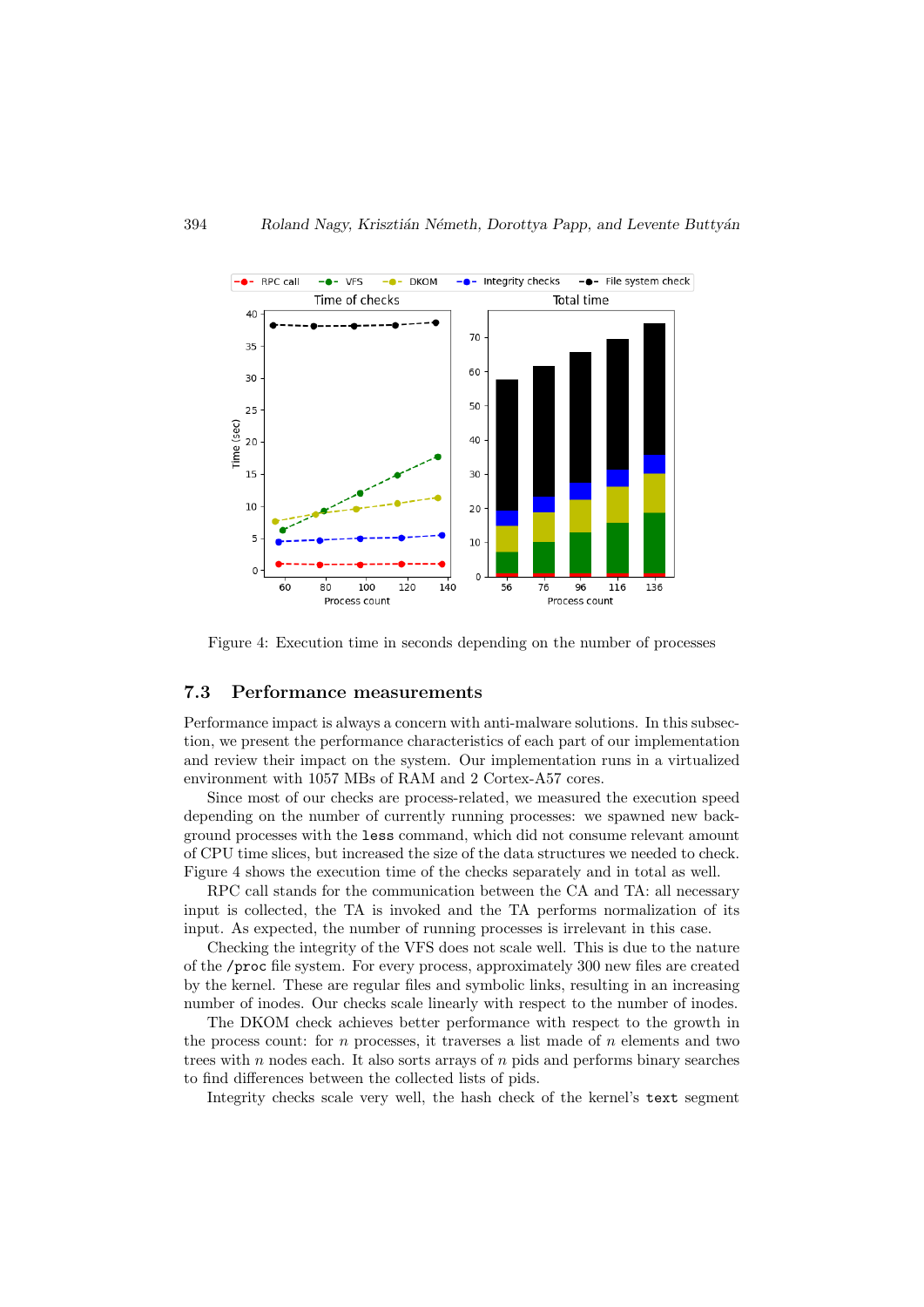Figure 4: Execution time in seconds depending on the number of processes

### 7.3 Performance measurements

Performance impact is always a concern with anti-malware solutions. In this subsection, we present the performance characteristics of each part of our implementation and review their impact on the system. Our implementation runs in a virtualized environment with 1057 MBs of RAM and 2 Cortex-A57 cores.

Since most of our checks are process-related, we measured the execution speed depending on the number of currently running processes: we spawned new background processes with the `less` command, which did not consume relevant amount of CPU time slices, but increased the size of the data structures we needed to check. Figure 4 shows the execution time of the checks separately and in total as well.

RPC call stands for the communication between the CA and TA: all necessary input is collected, the TA is invoked and the TA performs normalization of its input. As expected, the number of running processes is irrelevant in this case.

Checking the integrity of the VFS does not scale well. This is due to the nature of the `/proc` file system. For every process, approximately 300 new files are created by the kernel. These are regular files and symbolic links, resulting in an increasing number of inodes. Our checks scale linearly with respect to the number of inodes.

The DKOM check achieves better performance with respect to the growth in the process count: for $n$ processes, it traverses a list made of $n$ elements and two trees with $n$ nodes each. It also sorts arrays of $n$ pids and performs binary searches to find differences between the collected lists of pids.

Integrity checks scale very well, the hash check of the kernel's `text` segment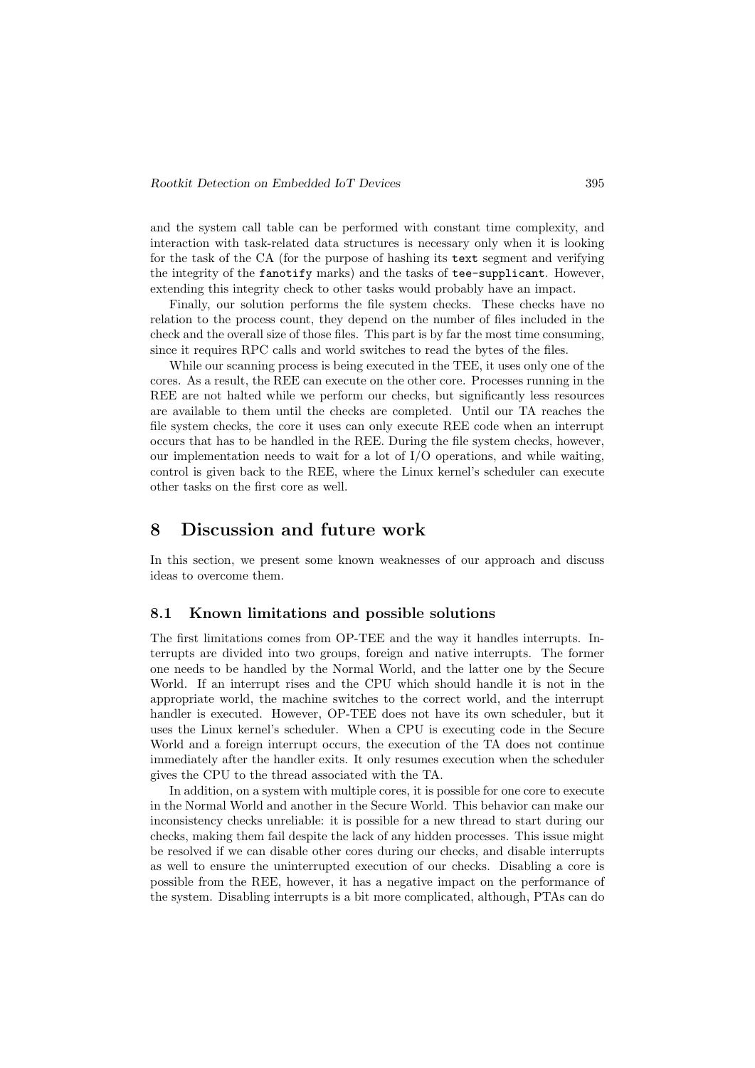and the system call table can be performed with constant time complexity, and interaction with task-related data structures is necessary only when it is looking for the task of the CA (for the purpose of hashing its `text` segment and verifying the integrity of the `fanotify` marks) and the tasks of `tee-supplicant`. However, extending this integrity check to other tasks would probably have an impact.

Finally, our solution performs the file system checks. These checks have no relation to the process count, they depend on the number of files included in the check and the overall size of those files. This part is by far the most time consuming, since it requires RPC calls and world switches to read the bytes of the files.

While our scanning process is being executed in the TEE, it uses only one of the cores. As a result, the REE can execute on the other core. Processes running in the REE are not halted while we perform our checks, but significantly less resources are available to them until the checks are completed. Until our TA reaches the file system checks, the core it uses can only execute REE code when an interrupt occurs that has to be handled in the REE. During the file system checks, however, our implementation needs to wait for a lot of I/O operations, and while waiting, control is given back to the REE, where the Linux kernel's scheduler can execute other tasks on the first core as well.

# 8 Discussion and future work

In this section, we present some known weaknesses of our approach and discuss ideas to overcome them.

## 8.1 Known limitations and possible solutions

The first limitations comes from OP-TEE and the way it handles interrupts. Interrupts are divided into two groups, foreign and native interrupts. The former one needs to be handled by the Normal World, and the latter one by the Secure World. If an interrupt rises and the CPU which should handle it is not in the appropriate world, the machine switches to the correct world, and the interrupt handler is executed. However, OP-TEE does not have its own scheduler, but it uses the Linux kernel's scheduler. When a CPU is executing code in the Secure World and a foreign interrupt occurs, the execution of the TA does not continue immediately after the handler exits. It only resumes execution when the scheduler gives the CPU to the thread associated with the TA.

In addition, on a system with multiple cores, it is possible for one core to execute in the Normal World and another in the Secure World. This behavior can make our inconsistency checks unreliable: it is possible for a new thread to start during our checks, making them fail despite the lack of any hidden processes. This issue might be resolved if we can disable other cores during our checks, and disable interrupts as well to ensure the uninterrupted execution of our checks. Disabling a core is possible from the REE, however, it has a negative impact on the performance of the system. Disabling interrupts is a bit more complicated, although, PTAs can do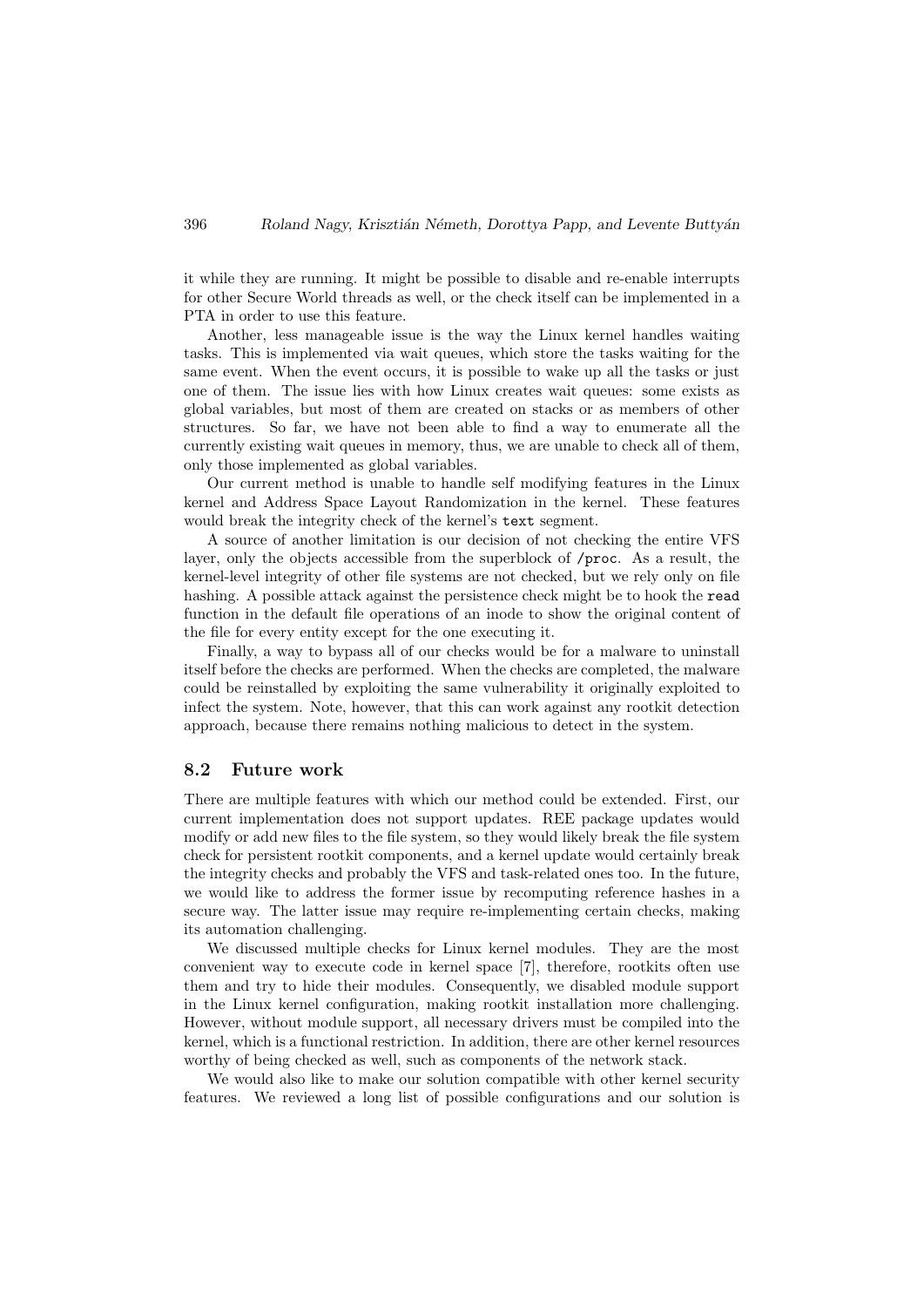it while they are running. It might be possible to disable and re-enable interrupts for other Secure World threads as well, or the check itself can be implemented in a PTA in order to use this feature.

Another, less manageable issue is the way the Linux kernel handles waiting tasks. This is implemented via wait queues, which store the tasks waiting for the same event. When the event occurs, it is possible to wake up all the tasks or just one of them. The issue lies with how Linux creates wait queues: some exists as global variables, but most of them are created on stacks or as members of other structures. So far, we have not been able to find a way to enumerate all the currently existing wait queues in memory, thus, we are unable to check all of them, only those implemented as global variables.

Our current method is unable to handle self modifying features in the Linux kernel and Address Space Layout Randomization in the kernel. These features would break the integrity check of the kernel's `text` segment.

A source of another limitation is our decision of not checking the entire VFS layer, only the objects accessible from the superblock of `/proc`. As a result, the kernel-level integrity of other file systems are not checked, but we rely only on file hashing. A possible attack against the persistence check might be to hook the `read` function in the default file operations of an inode to show the original content of the file for every entity except for the one executing it.

Finally, a way to bypass all of our checks would be for a malware to uninstall itself before the checks are performed. When the checks are completed, the malware could be reinstalled by exploiting the same vulnerability it originally exploited to infect the system. Note, however, that this can work against any rootkit detection approach, because there remains nothing malicious to detect in the system.

### 8.2 Future work

There are multiple features with which our method could be extended. First, our current implementation does not support updates. REE package updates would modify or add new files to the file system, so they would likely break the file system check for persistent rootkit components, and a kernel update would certainly break the integrity checks and probably the VFS and task-related ones too. In the future, we would like to address the former issue by recomputing reference hashes in a secure way. The latter issue may require re-implementing certain checks, making its automation challenging.

We discussed multiple checks for Linux kernel modules. They are the most convenient way to execute code in kernel space [7], therefore, rootkits often use them and try to hide their modules. Consequently, we disabled module support in the Linux kernel configuration, making rootkit installation more challenging. However, without module support, all necessary drivers must be compiled into the kernel, which is a functional restriction. In addition, there are other kernel resources worthy of being checked as well, such as components of the network stack.

We would also like to make our solution compatible with other kernel security features. We reviewed a long list of possible configurations and our solution is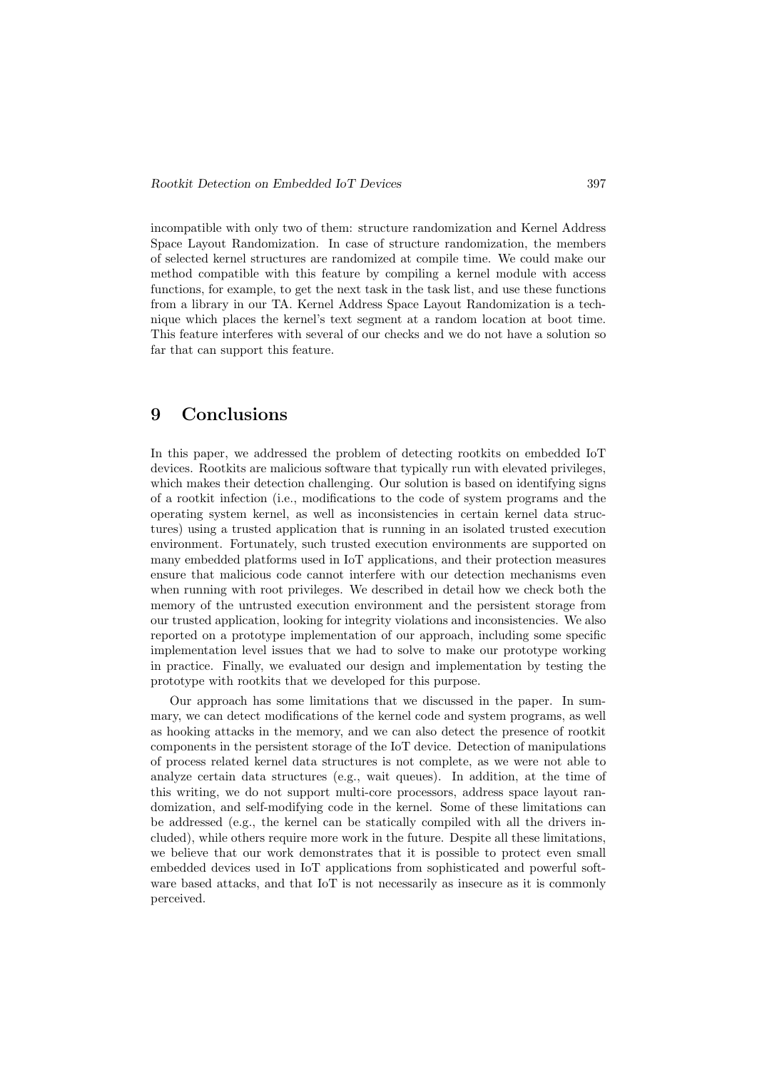incompatible with only two of them: structure randomization and Kernel Address Space Layout Randomization. In case of structure randomization, the members of selected kernel structures are randomized at compile time. We could make our method compatible with this feature by compiling a kernel module with access functions, for example, to get the next task in the task list, and use these functions from a library in our TA. Kernel Address Space Layout Randomization is a technique which places the kernel's text segment at a random location at boot time. This feature interferes with several of our checks and we do not have a solution so far that can support this feature.

# 9 Conclusions

In this paper, we addressed the problem of detecting rootkits on embedded IoT devices. Rootkits are malicious software that typically run with elevated privileges, which makes their detection challenging. Our solution is based on identifying signs of a rootkit infection (i.e., modifications to the code of system programs and the operating system kernel, as well as inconsistencies in certain kernel data structures) using a trusted application that is running in an isolated trusted execution environment. Fortunately, such trusted execution environments are supported on many embedded platforms used in IoT applications, and their protection measures ensure that malicious code cannot interfere with our detection mechanisms even when running with root privileges. We described in detail how we check both the memory of the untrusted execution environment and the persistent storage from our trusted application, looking for integrity violations and inconsistencies. We also reported on a prototype implementation of our approach, including some specific implementation level issues that we had to solve to make our prototype working in practice. Finally, we evaluated our design and implementation by testing the prototype with rootkits that we developed for this purpose.

Our approach has some limitations that we discussed in the paper. In summary, we can detect modifications of the kernel code and system programs, as well as hooking attacks in the memory, and we can also detect the presence of rootkit components in the persistent storage of the IoT device. Detection of manipulations of process related kernel data structures is not complete, as we were not able to analyze certain data structures (e.g., wait queues). In addition, at the time of this writing, we do not support multi-core processors, address space layout randomization, and self-modifying code in the kernel. Some of these limitations can be addressed (e.g., the kernel can be statically compiled with all the drivers included), while others require more work in the future. Despite all these limitations, we believe that our work demonstrates that it is possible to protect even small embedded devices used in IoT applications from sophisticated and powerful software based attacks, and that IoT is not necessarily as insecure as it is commonly perceived.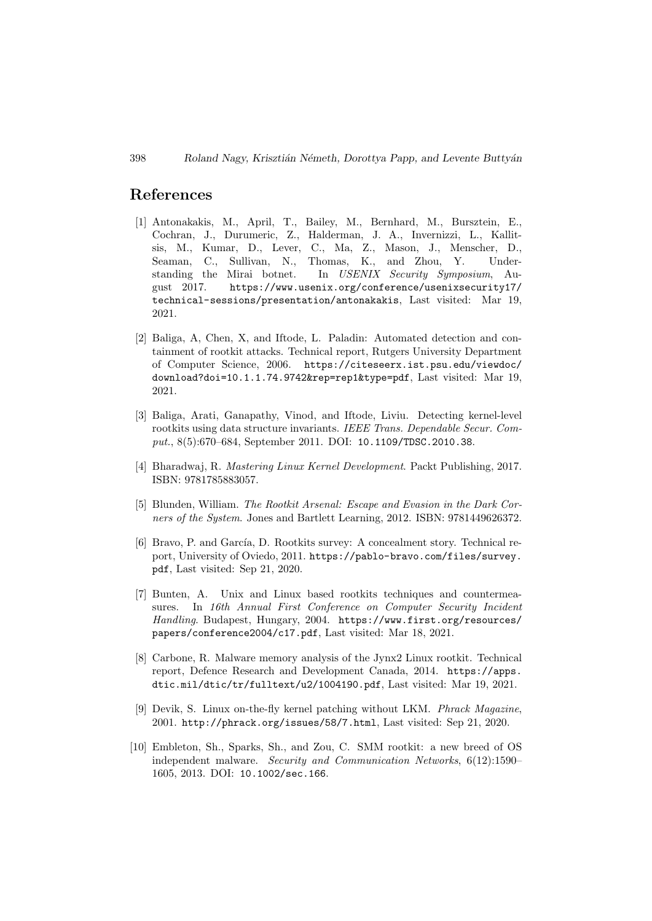## References

[1] Antonakakis, M., April, T., Bailey, M., Bernhard, M., Bursztein, E., Cochran, J., Durumeric, Z., Halderman, J. A., Invernizzi, L., Kallitsis, M., Kumar, D., Lever, C., Ma, Z., Mason, J., Menscher, D., Seaman, C., Sullivan, N., Thomas, K., and Zhou, Y. Understanding the Mirai botnet. In *USENIX Security Symposium*, August 2017. https://www.usenix.org/conference/usenixsecurity17/technical-sessions/presentation/antonakakis, Last visited: Mar 19, 2021.

[2] Baliga, A, Chen, X, and Iftode, L. Paladin: Automated detection and containment of rootkit attacks. Technical report, Rutgers University Department of Computer Science, 2006. https://citeseerx.ist.psu.edu/viewdoc/download?doi=10.1.1.74.9742&rep=rep1&type=pdf, Last visited: Mar 19, 2021.

[3] Baliga, Arati, Ganapathy, Vinod, and Iftode, Liviu. Detecting kernel-level rootkits using data structure invariants. *IEEE Trans. Dependable Secur. Comput.*, 8(5):670–684, September 2011. DOI: 10.1109/TDSC.2010.38.

[4] Bharadwaj, R. *Mastering Linux Kernel Development*. Packt Publishing, 2017. ISBN: 9781785883057.

[5] Blunden, William. *The Rootkit Arsenal: Escape and Evasion in the Dark Corners of the System*. Jones and Bartlett Learning, 2012. ISBN: 9781449626372.

[6] Bravo, P. and García, D. Rootkits survey: A concealment story. Technical report, University of Oviedo, 2011. https://pablo-bravo.com/files/survey.pdf, Last visited: Sep 21, 2020.

[7] Bunten, A. Unix and Linux based rootkits techniques and countermeasures. In *16th Annual First Conference on Computer Security Incident Handling*. Budapest, Hungary, 2004. https://www.first.org/resources/papers/conference2004/c17.pdf, Last visited: Mar 18, 2021.

[8] Carbone, R. Malware memory analysis of the Jynx2 Linux rootkit. Technical report, Defence Research and Development Canada, 2014. https://apps.dtic.mil/dtic/tr/fulltext/u2/1004190.pdf, Last visited: Mar 19, 2021.

[9] Devik, S. Linux on-the-fly kernel patching without LKM. *Phrack Magazine*, 2001. http://phrack.org/issues/58/7.html, Last visited: Sep 21, 2020.

[10] Embleton, Sh., Sparks, Sh., and Zou, C. SMM rootkit: a new breed of OS independent malware. *Security and Communication Networks*, 6(12):1590–1605, 2013. DOI: 10.1002/sec.166.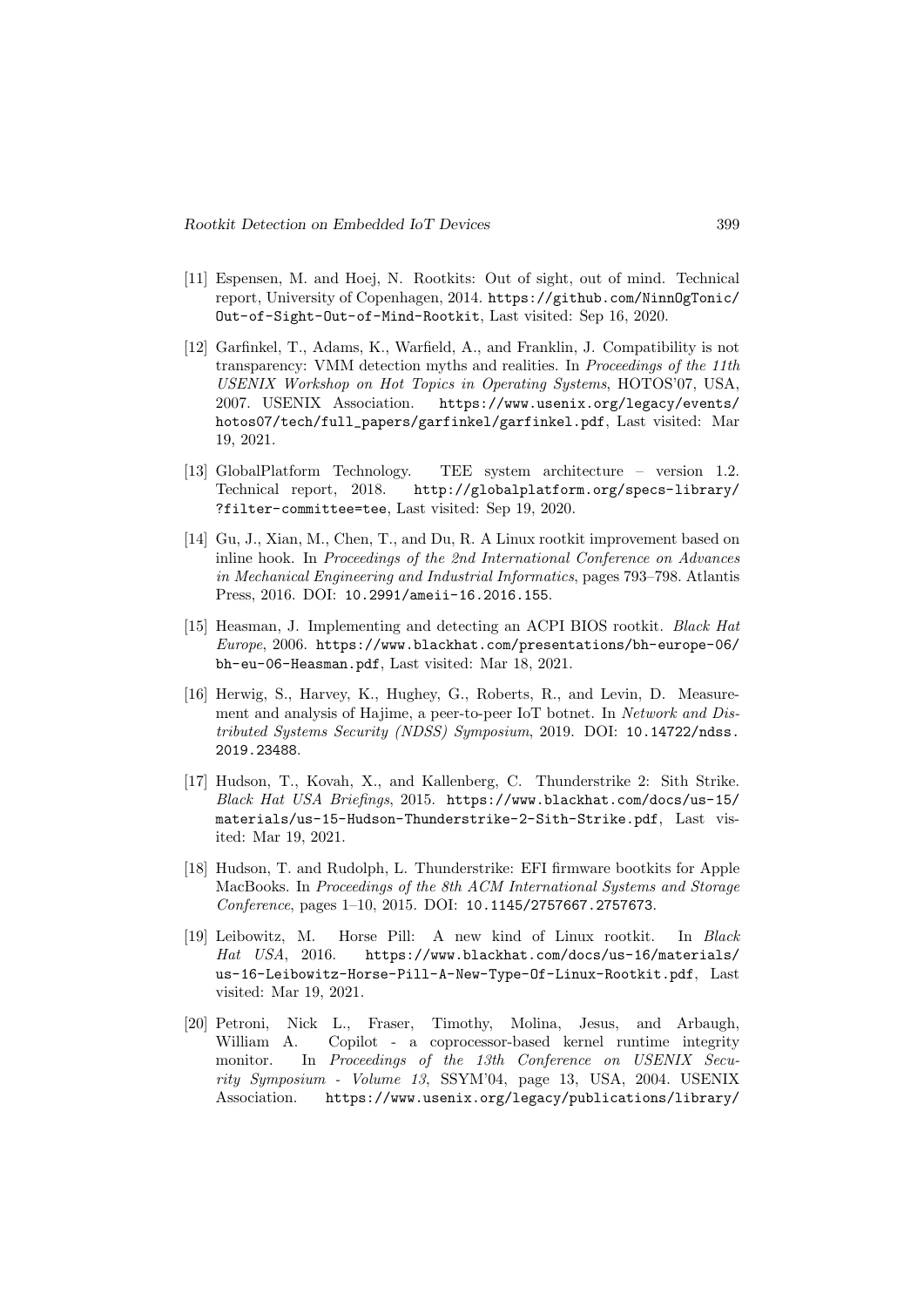[11] Espensen, M. and Hoej, N. Rootkits: Out of sight, out of mind. Technical report, University of Copenhagen, 2014. https://github.com/NinnOgTonic/Out-of-Sight-Out-of-Mind-Rootkit, Last visited: Sep 16, 2020.

[12] Garfinkel, T., Adams, K., Warfield, A., and Franklin, J. Compatibility is not transparency: VMM detection myths and realities. In *Proceedings of the 11th USENIX Workshop on Hot Topics in Operating Systems*, HOTOS'07, USA, 2007. USENIX Association. https://www.usenix.org/legacy/events/hotos07/tech/full_papers/garfinkel/garfinkel.pdf, Last visited: Mar 19, 2021.

[13] GlobalPlatform Technology. TEE system architecture – version 1.2. Technical report, 2018. http://globalplatform.org/specs-library/?filter-committee=tee, Last visited: Sep 19, 2020.

[14] Gu, J., Xian, M., Chen, T., and Du, R. A Linux rootkit improvement based on inline hook. In *Proceedings of the 2nd International Conference on Advances in Mechanical Engineering and Industrial Informatics*, pages 793–798. Atlantis Press, 2016. DOI: 10.2991/ameii-16.2016.155.

[15] Heasman, J. Implementing and detecting an ACPI BIOS rootkit. *Black Hat Europe*, 2006. https://www.blackhat.com/presentations/bh-europe-06/bh-eu-06-Heasman.pdf, Last visited: Mar 18, 2021.

[16] Herwig, S., Harvey, K., Hughey, G., Roberts, R., and Levin, D. Measurement and analysis of Hajime, a peer-to-peer IoT botnet. In *Network and Distributed Systems Security (NDSS) Symposium*, 2019. DOI: 10.14722/ndss.2019.23488.

[17] Hudson, T., Kovah, X., and Kallenberg, C. Thunderstrike 2: Sith Strike. *Black Hat USA Briefings*, 2015. https://www.blackhat.com/docs/us-15/materials/us-15-Hudson-Thunderstrike-2-Sith-Strike.pdf, Last visited: Mar 19, 2021.

[18] Hudson, T. and Rudolph, L. Thunderstrike: EFI firmware bootkits for Apple MacBooks. In *Proceedings of the 8th ACM International Systems and Storage Conference*, pages 1–10, 2015. DOI: 10.1145/2757667.2757673.

[19] Leibowitz, M. Horse Pill: A new kind of Linux rootkit. In *Black Hat USA*, 2016. https://www.blackhat.com/docs/us-16/materials/us-16-Leibowitz-Horse-Pill-A-New-Type-Of-Linux-Rootkit.pdf, Last visited: Mar 19, 2021.

[20] Petroni, Nick L., Fraser, Timothy, Molina, Jesus, and Arbaugh, William A. Copilot - a coprocessor-based kernel runtime integrity monitor. In *Proceedings of the 13th Conference on USENIX Security Symposium - Volume 13*, SSYM'04, page 13, USA, 2004. USENIX Association. https://www.usenix.org/legacy/publications/library/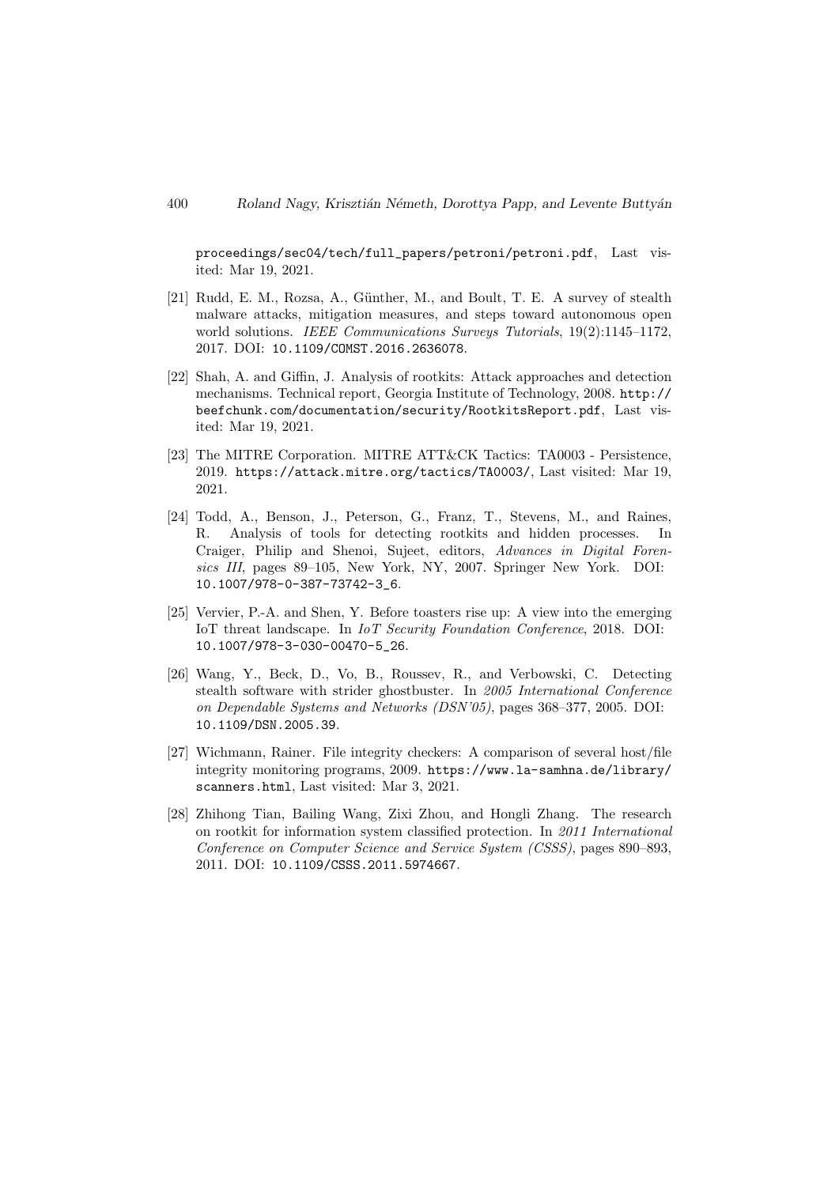proceedings/sec04/tech/full_papers/petroni/petroni.pdf, Last visited: Mar 19, 2021.

[21] Rudd, E. M., Rozsa, A., Günther, M., and Boult, T. E. A survey of stealth malware attacks, mitigation measures, and steps toward autonomous open world solutions. *IEEE Communications Surveys Tutorials*, 19(2):1145–1172, 2017. DOI: 10.1109/COMST.2016.2636078.

[22] Shah, A. and Giffin, J. Analysis of rootkits: Attack approaches and detection mechanisms. Technical report, Georgia Institute of Technology, 2008. http://beefchunk.com/documentation/security/RootkitsReport.pdf, Last visited: Mar 19, 2021.

[23] The MITRE Corporation. MITRE ATT&CK Tactics: TA0003 - Persistence, 2019. https://attack.mitre.org/tactics/TA0003/, Last visited: Mar 19, 2021.

[24] Todd, A., Benson, J., Peterson, G., Franz, T., Stevens, M., and Raines, R. Analysis of tools for detecting rootkits and hidden processes. In Craiger, Philip and Shenoi, Sujeet, editors, *Advances in Digital Forensics III*, pages 89–105, New York, NY, 2007. Springer New York. DOI: 10.1007/978-0-387-73742-3_6.

[25] Vervier, P.-A. and Shen, Y. Before toasters rise up: A view into the emerging IoT threat landscape. In *IoT Security Foundation Conference*, 2018. DOI: 10.1007/978-3-030-00470-5_26.

[26] Wang, Y., Beck, D., Vo, B., Roussev, R., and Verbowski, C. Detecting stealth software with strider ghostbuster. In *2005 International Conference on Dependable Systems and Networks (DSN'05)*, pages 368–377, 2005. DOI: 10.1109/DSN.2005.39.

[27] Wichmann, Rainer. File integrity checkers: A comparison of several host/file integrity monitoring programs, 2009. https://www.la-samhna.de/library/scanners.html, Last visited: Mar 3, 2021.

[28] Zhihong Tian, Bailing Wang, Zixi Zhou, and Hongli Zhang. The research on rootkit for information system classified protection. In *2011 International Conference on Computer Science and Service System (CSSS)*, pages 890–893, 2011. DOI: 10.1109/CSSS.2011.5974667.